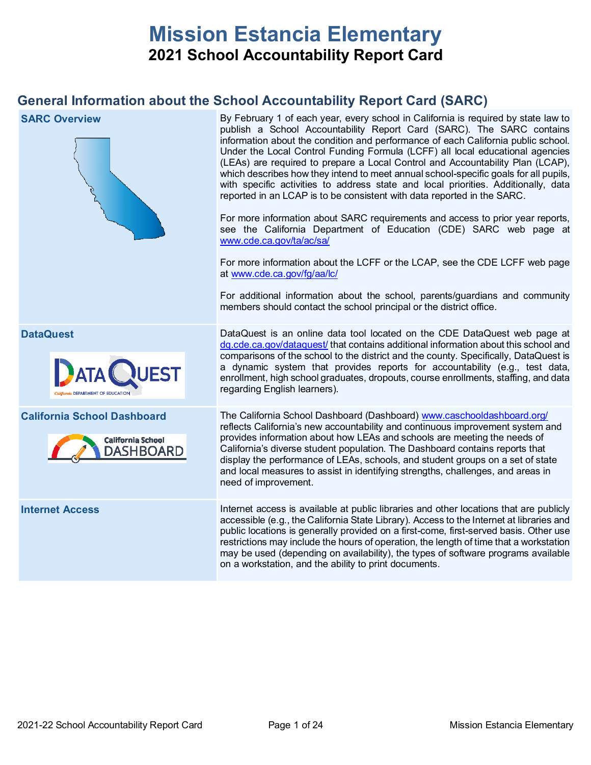# Mission Estancia Elementary

## 2021 School Accountability Report Card

## General Information about the School Accountability Report Card (SARC)

| | |
|---|---|
| **SARC Overview** | By February 1 of each year, every school in California is required by state law to publish a School Accountability Report Card (SARC). The SARC contains information about the condition and performance of each California public school. Under the Local Control Funding Formula (LCFF) all local educational agencies (LEAs) are required to prepare a Local Control and Accountability Plan (LCAP), which describes how they intend to meet annual school-specific goals for all pupils, with specific activities to address state and local priorities. Additionally, data reported in an LCAP is to be consistent with data reported in the SARC.<br><br>For more information about SARC requirements and access to prior year reports, see the California Department of Education (CDE) SARC web page at www.cde.ca.gov/ta/ac/sa/<br><br>For more information about the LCFF or the LCAP, see the CDE LCFF web page at www.cde.ca.gov/fg/aa/lc/<br><br>For additional information about the school, parents/guardians and community members should contact the school principal or the district office. |
| **DataQuest** | DataQuest is an online data tool located on the CDE DataQuest web page at dq.cde.ca.gov/dataquest/ that contains additional information about this school and comparisons of the school to the district and the county. Specifically, DataQuest is a dynamic system that provides reports for accountability (e.g., test data, enrollment, high school graduates, dropouts, course enrollments, staffing, and data regarding English learners). |
| **California School Dashboard** | The California School Dashboard (Dashboard) www.caschooldashboard.org/ reflects California's new accountability and continuous improvement system and provides information about how LEAs and schools are meeting the needs of California's diverse student population. The Dashboard contains reports that display the performance of LEAs, schools, and student groups on a set of state and local measures to assist in identifying strengths, challenges, and areas in need of improvement. |
| **Internet Access** | Internet access is available at public libraries and other locations that are publicly accessible (e.g., the California State Library). Access to the Internet at libraries and public locations is generally provided on a first-come, first-served basis. Other use restrictions may include the hours of operation, the length of time that a workstation may be used (depending on availability), the types of software programs available on a workstation, and the ability to print documents. |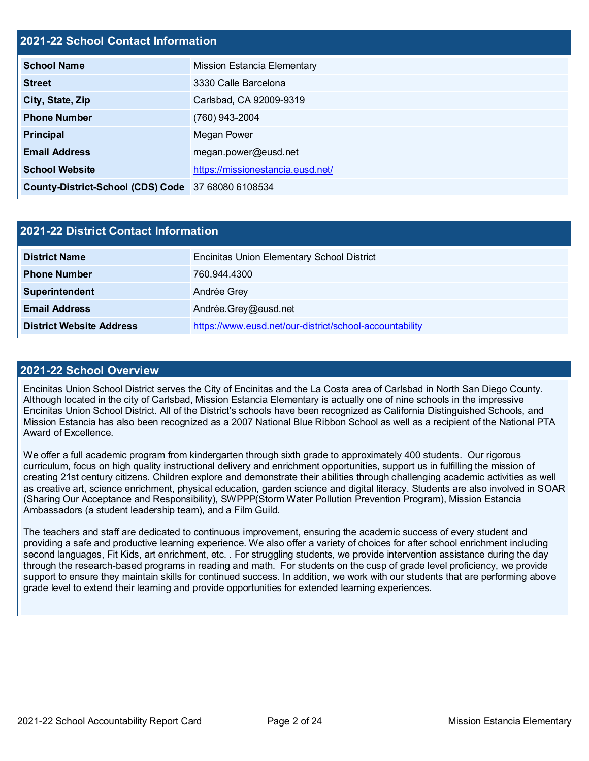## 2021-22 School Contact Information

| School Name | Mission Estancia Elementary |
|---|---|
| Street | 3330 Calle Barcelona |
| City, State, Zip | Carlsbad, CA 92009-9319 |
| Phone Number | (760) 943-2004 |
| Principal | Megan Power |
| Email Address | megan.power@eusd.net |
| School Website | https://missionestancia.eusd.net/ |
| County-District-School (CDS) Code | 37 68080 6108534 |

## 2021-22 District Contact Information

| District Name | Encinitas Union Elementary School District |
|---|---|
| Phone Number | 760.944.4300 |
| Superintendent | Andrée Grey |
| Email Address | Andrée.Grey@eusd.net |
| District Website Address | https://www.eusd.net/our-district/school-accountability |

## 2021-22 School Overview

Encinitas Union School District serves the City of Encinitas and the La Costa area of Carlsbad in North San Diego County. Although located in the city of Carlsbad, Mission Estancia Elementary is actually one of nine schools in the impressive Encinitas Union School District. All of the District's schools have been recognized as California Distinguished Schools, and Mission Estancia has also been recognized as a 2007 National Blue Ribbon School as well as a recipient of the National PTA Award of Excellence.

We offer a full academic program from kindergarten through sixth grade to approximately 400 students. Our rigorous curriculum, focus on high quality instructional delivery and enrichment opportunities, support us in fulfilling the mission of creating 21st century citizens. Children explore and demonstrate their abilities through challenging academic activities as well as creative art, science enrichment, physical education, garden science and digital literacy. Students are also involved in SOAR (Sharing Our Acceptance and Responsibility), SWPPP(Storm Water Pollution Prevention Program), Mission Estancia Ambassadors (a student leadership team), and a Film Guild.

The teachers and staff are dedicated to continuous improvement, ensuring the academic success of every student and providing a safe and productive learning experience. We also offer a variety of choices for after school enrichment including second languages, Fit Kids, art enrichment, etc. . For struggling students, we provide intervention assistance during the day through the research-based programs in reading and math. For students on the cusp of grade level proficiency, we provide support to ensure they maintain skills for continued success. In addition, we work with our students that are performing above grade level to extend their learning and provide opportunities for extended learning experiences.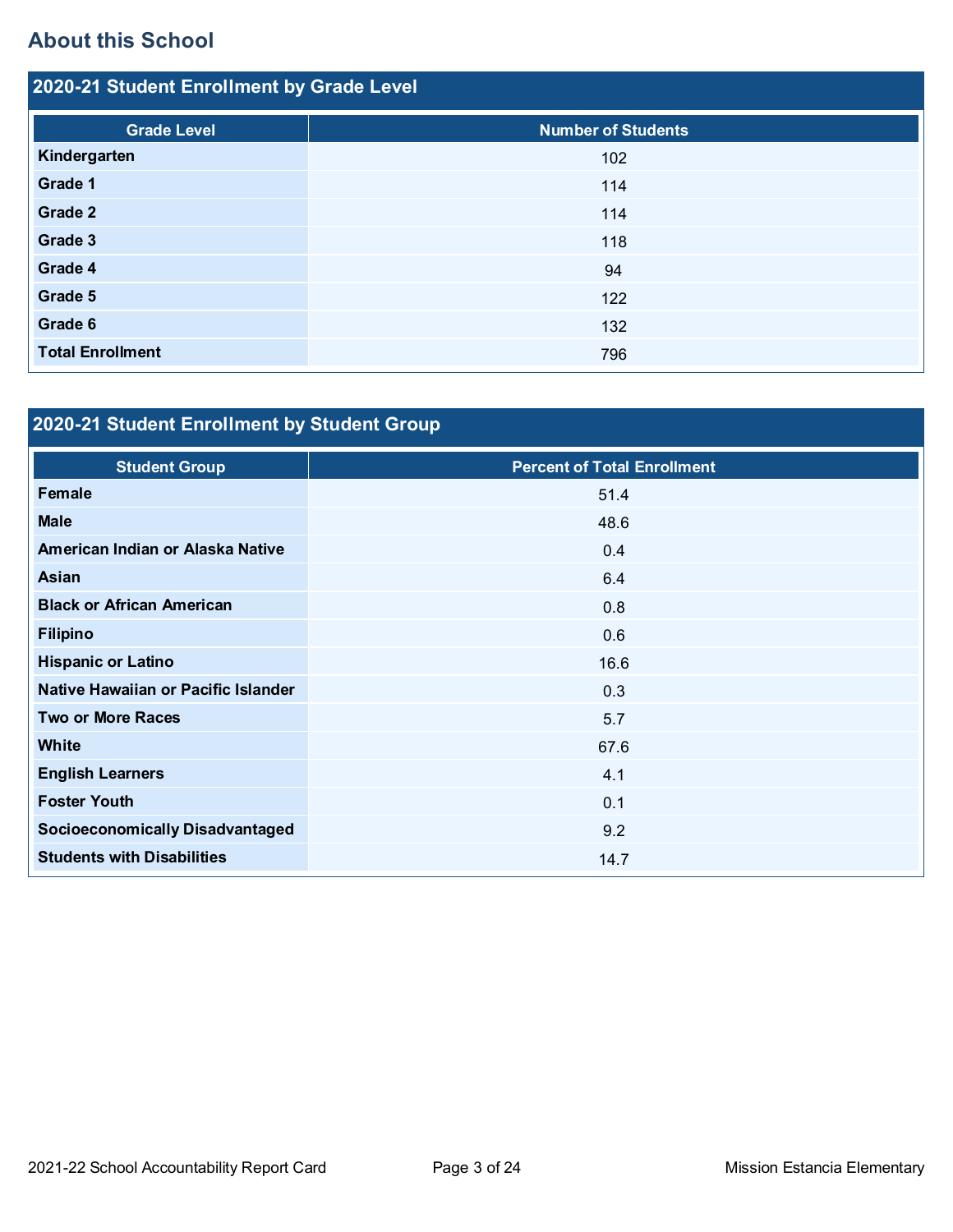## About this School

### 2020-21 Student Enrollment by Grade Level

| Grade Level | Number of Students |
|---|---|
| **Kindergarten** | 102 |
| **Grade 1** | 114 |
| **Grade 2** | 114 |
| **Grade 3** | 118 |
| **Grade 4** | 94 |
| **Grade 5** | 122 |
| **Grade 6** | 132 |
| **Total Enrollment** | 796 |

### 2020-21 Student Enrollment by Student Group

| Student Group | Percent of Total Enrollment |
|---|---|
| **Female** | 51.4 |
| **Male** | 48.6 |
| **American Indian or Alaska Native** | 0.4 |
| **Asian** | 6.4 |
| **Black or African American** | 0.8 |
| **Filipino** | 0.6 |
| **Hispanic or Latino** | 16.6 |
| **Native Hawaiian or Pacific Islander** | 0.3 |
| **Two or More Races** | 5.7 |
| **White** | 67.6 |
| **English Learners** | 4.1 |
| **Foster Youth** | 0.1 |
| **Socioeconomically Disadvantaged** | 9.2 |
| **Students with Disabilities** | 14.7 |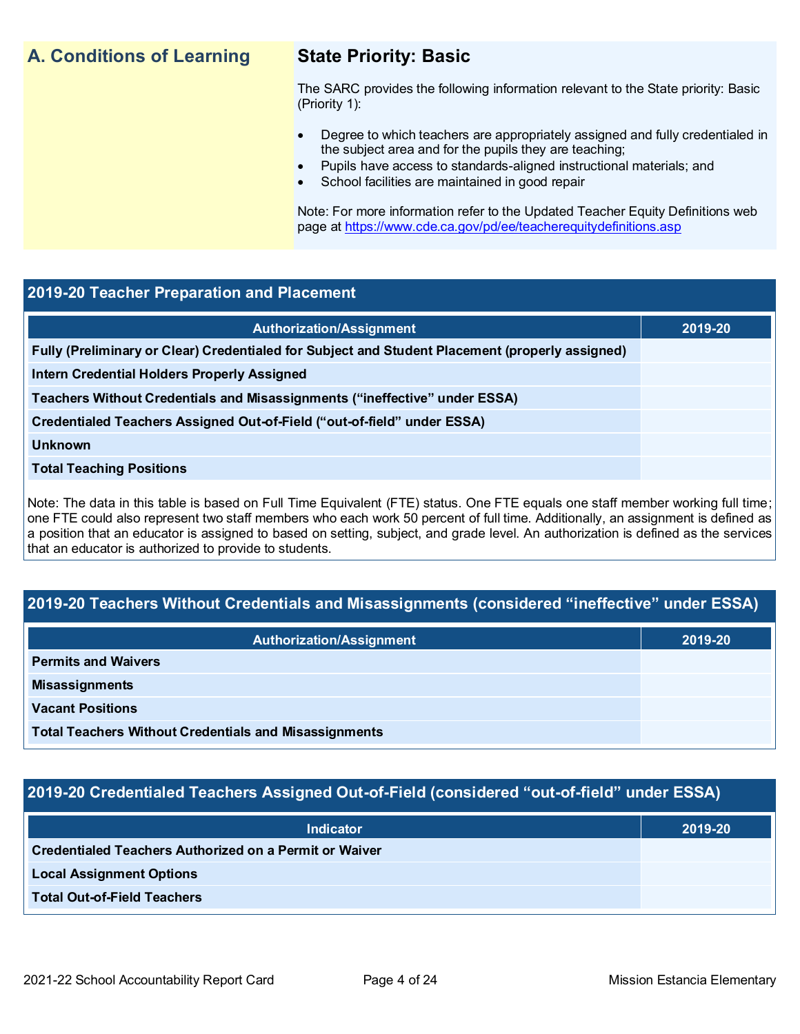| A. Conditions of Learning | State Priority: Basic |
|---|---|
| | The SARC provides the following information relevant to the State priority: Basic (Priority 1):<br>• Degree to which teachers are appropriately assigned and fully credentialed in the subject area and for the pupils they are teaching;<br>• Pupils have access to standards-aligned instructional materials; and<br>• School facilities are maintained in good repair<br><br>Note: For more information refer to the Updated Teacher Equity Definitions web page at https://www.cde.ca.gov/pd/ee/teacherequitydefinitions.asp |

## 2019-20 Teacher Preparation and Placement

| Authorization/Assignment | 2019-20 |
|---|---|
| Fully (Preliminary or Clear) Credentialed for Subject and Student Placement (properly assigned) | |
| Intern Credential Holders Properly Assigned | |
| Teachers Without Credentials and Misassignments (“ineffective” under ESSA) | |
| Credentialed Teachers Assigned Out-of-Field (“out-of-field” under ESSA) | |
| Unknown | |
| Total Teaching Positions | |

Note: The data in this table is based on Full Time Equivalent (FTE) status. One FTE equals one staff member working full time; one FTE could also represent two staff members who each work 50 percent of full time. Additionally, an assignment is defined as a position that an educator is assigned to based on setting, subject, and grade level. An authorization is defined as the services that an educator is authorized to provide to students.

## 2019-20 Teachers Without Credentials and Misassignments (considered “ineffective” under ESSA)

| Authorization/Assignment | 2019-20 |
|---|---|
| Permits and Waivers | |
| Misassignments | |
| Vacant Positions | |
| Total Teachers Without Credentials and Misassignments | |

## 2019-20 Credentialed Teachers Assigned Out-of-Field (considered “out-of-field” under ESSA)

| Indicator | 2019-20 |
|---|---|
| Credentialed Teachers Authorized on a Permit or Waiver | |
| Local Assignment Options | |
| Total Out-of-Field Teachers | |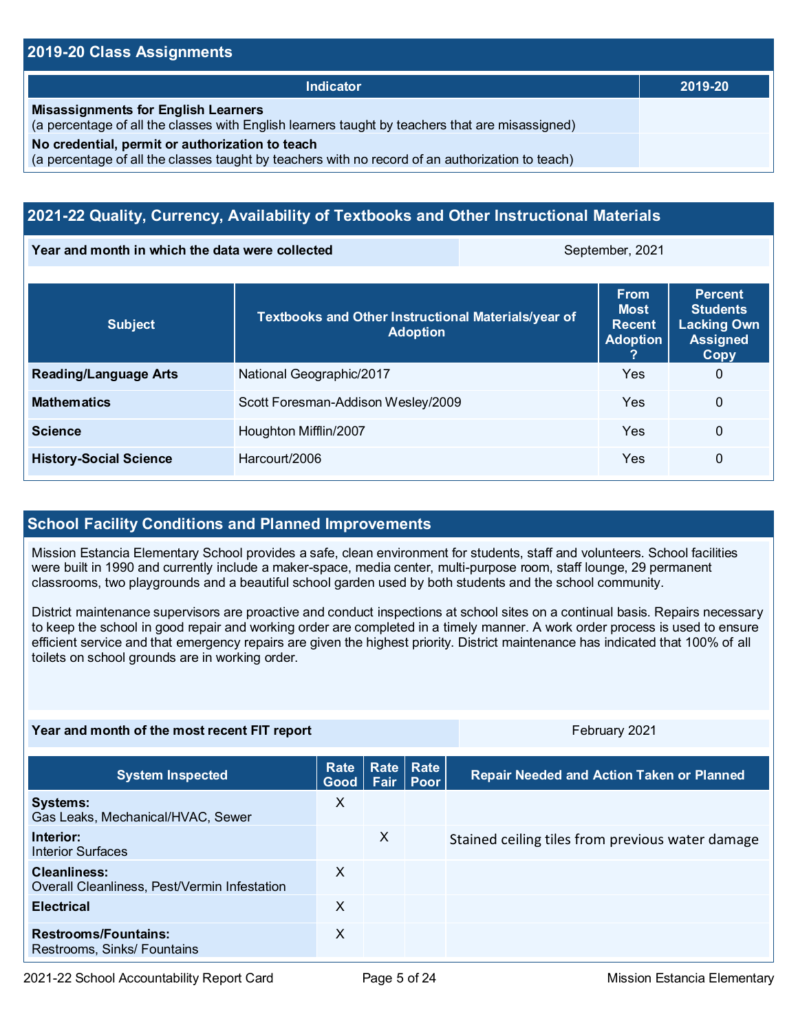## 2019-20 Class Assignments

| Indicator | 2019-20 |
|---|---|
| **Misassignments for English Learners**<br>(a percentage of all the classes with English learners taught by teachers that are misassigned) | |
| **No credential, permit or authorization to teach**<br>(a percentage of all the classes taught by teachers with no record of an authorization to teach) | |

## 2021-22 Quality, Currency, Availability of Textbooks and Other Instructional Materials

| **Year and month in which the data were collected** | September, 2021 |
|---|---|

| Subject | Textbooks and Other Instructional Materials/year of Adoption | From Most Recent Adoption ? | Percent Students Lacking Own Assigned Copy |
|---|---|---|---|
| **Reading/Language Arts** | National Geographic/2017 | Yes | 0 |
| **Mathematics** | Scott Foresman-Addison Wesley/2009 | Yes | 0 |
| **Science** | Houghton Mifflin/2007 | Yes | 0 |
| **History-Social Science** | Harcourt/2006 | Yes | 0 |

## School Facility Conditions and Planned Improvements

Mission Estancia Elementary School provides a safe, clean environment for students, staff and volunteers. School facilities were built in 1990 and currently include a maker-space, media center, multi-purpose room, staff lounge, 29 permanent classrooms, two playgrounds and a beautiful school garden used by both students and the school community.

District maintenance supervisors are proactive and conduct inspections at school sites on a continual basis. Repairs necessary to keep the school in good repair and working order are completed in a timely manner. A work order process is used to ensure efficient service and that emergency repairs are given the highest priority. District maintenance has indicated that 100% of all toilets on school grounds are in working order.

| **Year and month of the most recent FIT report** | February 2021 |
|---|---|

| System Inspected | Rate Good | Rate Fair | Rate Poor | Repair Needed and Action Taken or Planned |
|---|---|---|---|---|
| **Systems:**<br>Gas Leaks, Mechanical/HVAC, Sewer | X | | | |
| **Interior:**<br>Interior Surfaces | | X | | Stained ceiling tiles from previous water damage |
| **Cleanliness:**<br>Overall Cleanliness, Pest/Vermin Infestation | X | | | |
| **Electrical** | X | | | |
| **Restrooms/Fountains:**<br>Restrooms, Sinks/ Fountains | X | | | |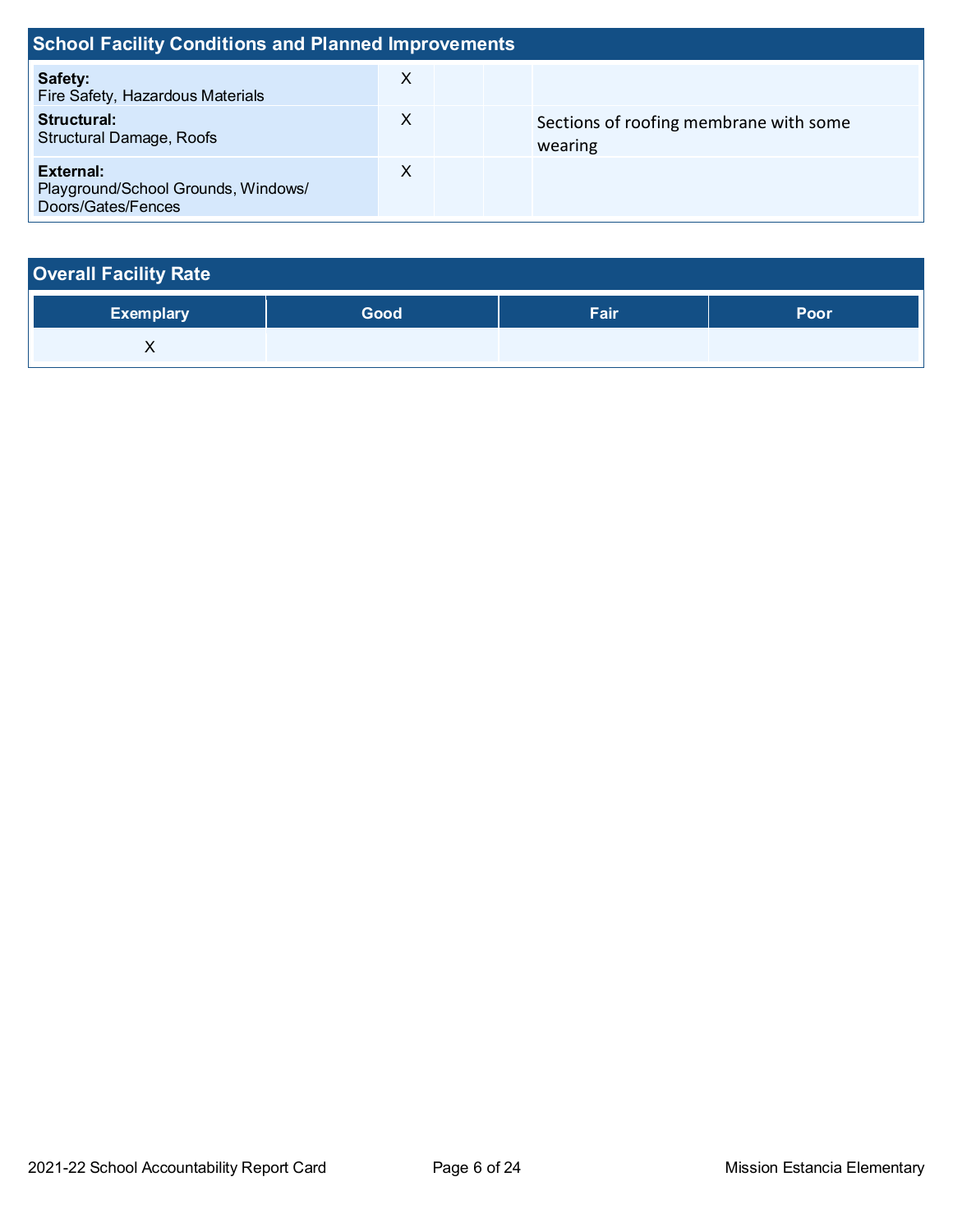## School Facility Conditions and Planned Improvements

| System Inspected | Good | Fair | Poor | Repair Needed and Action Taken or Planned |
|---|---|---|---|---|
| **Safety:** Fire Safety, Hazardous Materials | X | | | |
| **Structural:** Structural Damage, Roofs | X | | | Sections of roofing membrane with some wearing |
| **External:** Playground/School Grounds, Windows/ Doors/Gates/Fences | X | | | |

## Overall Facility Rate

| Exemplary | Good | Fair | Poor |
|---|---|---|---|
| X | | | |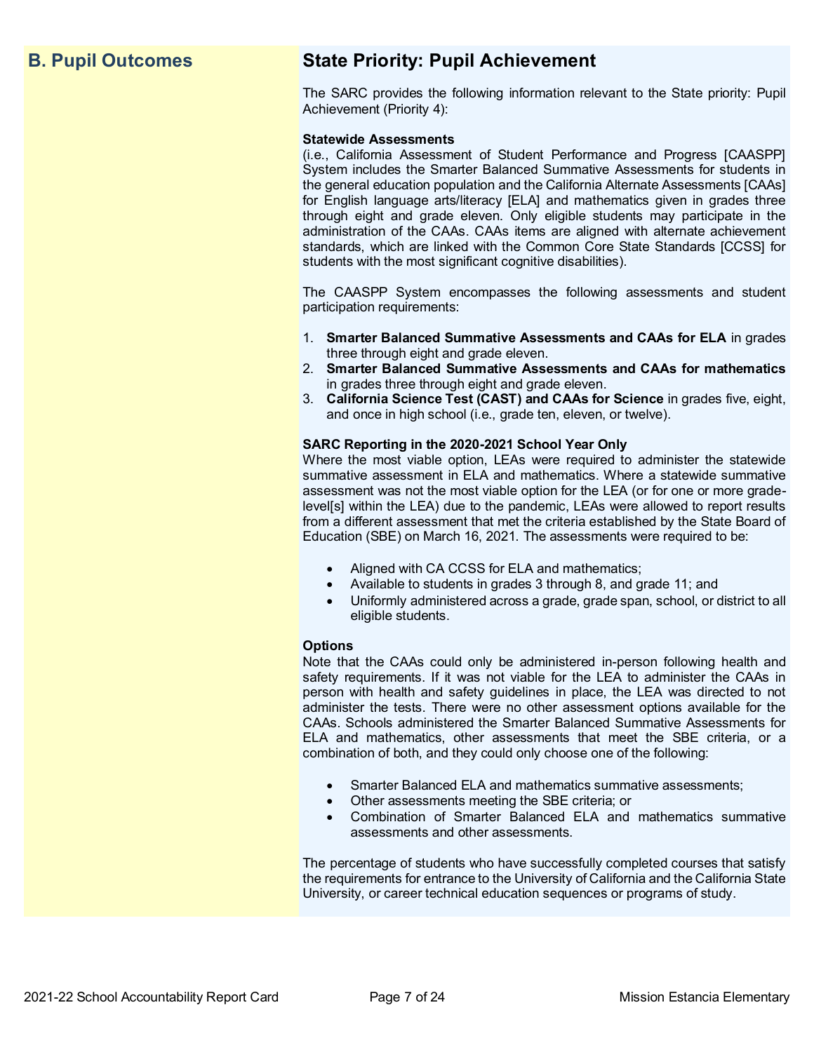## B. Pupil Outcomes

## State Priority: Pupil Achievement

The SARC provides the following information relevant to the State priority: Pupil Achievement (Priority 4):

**Statewide Assessments**

(i.e., California Assessment of Student Performance and Progress [CAASPP] System includes the Smarter Balanced Summative Assessments for students in the general education population and the California Alternate Assessments [CAAs] for English language arts/literacy [ELA] and mathematics given in grades three through eight and grade eleven. Only eligible students may participate in the administration of the CAAs. CAAs items are aligned with alternate achievement standards, which are linked with the Common Core State Standards [CCSS] for students with the most significant cognitive disabilities).

The CAASPP System encompasses the following assessments and student participation requirements:

1. **Smarter Balanced Summative Assessments and CAAs for ELA** in grades three through eight and grade eleven.
2. **Smarter Balanced Summative Assessments and CAAs for mathematics** in grades three through eight and grade eleven.
3. **California Science Test (CAST) and CAAs for Science** in grades five, eight, and once in high school (i.e., grade ten, eleven, or twelve).

**SARC Reporting in the 2020-2021 School Year Only**

Where the most viable option, LEAs were required to administer the statewide summative assessment in ELA and mathematics. Where a statewide summative assessment was not the most viable option for the LEA (or for one or more grade-level[s] within the LEA) due to the pandemic, LEAs were allowed to report results from a different assessment that met the criteria established by the State Board of Education (SBE) on March 16, 2021. The assessments were required to be:

- Aligned with CA CCSS for ELA and mathematics;
- Available to students in grades 3 through 8, and grade 11; and
- Uniformly administered across a grade, grade span, school, or district to all eligible students.

**Options**

Note that the CAAs could only be administered in-person following health and safety requirements. If it was not viable for the LEA to administer the CAAs in person with health and safety guidelines in place, the LEA was directed to not administer the tests. There were no other assessment options available for the CAAs. Schools administered the Smarter Balanced Summative Assessments for ELA and mathematics, other assessments that meet the SBE criteria, or a combination of both, and they could only choose one of the following:

- Smarter Balanced ELA and mathematics summative assessments;
- Other assessments meeting the SBE criteria; or
- Combination of Smarter Balanced ELA and mathematics summative assessments and other assessments.

The percentage of students who have successfully completed courses that satisfy the requirements for entrance to the University of California and the California State University, or career technical education sequences or programs of study.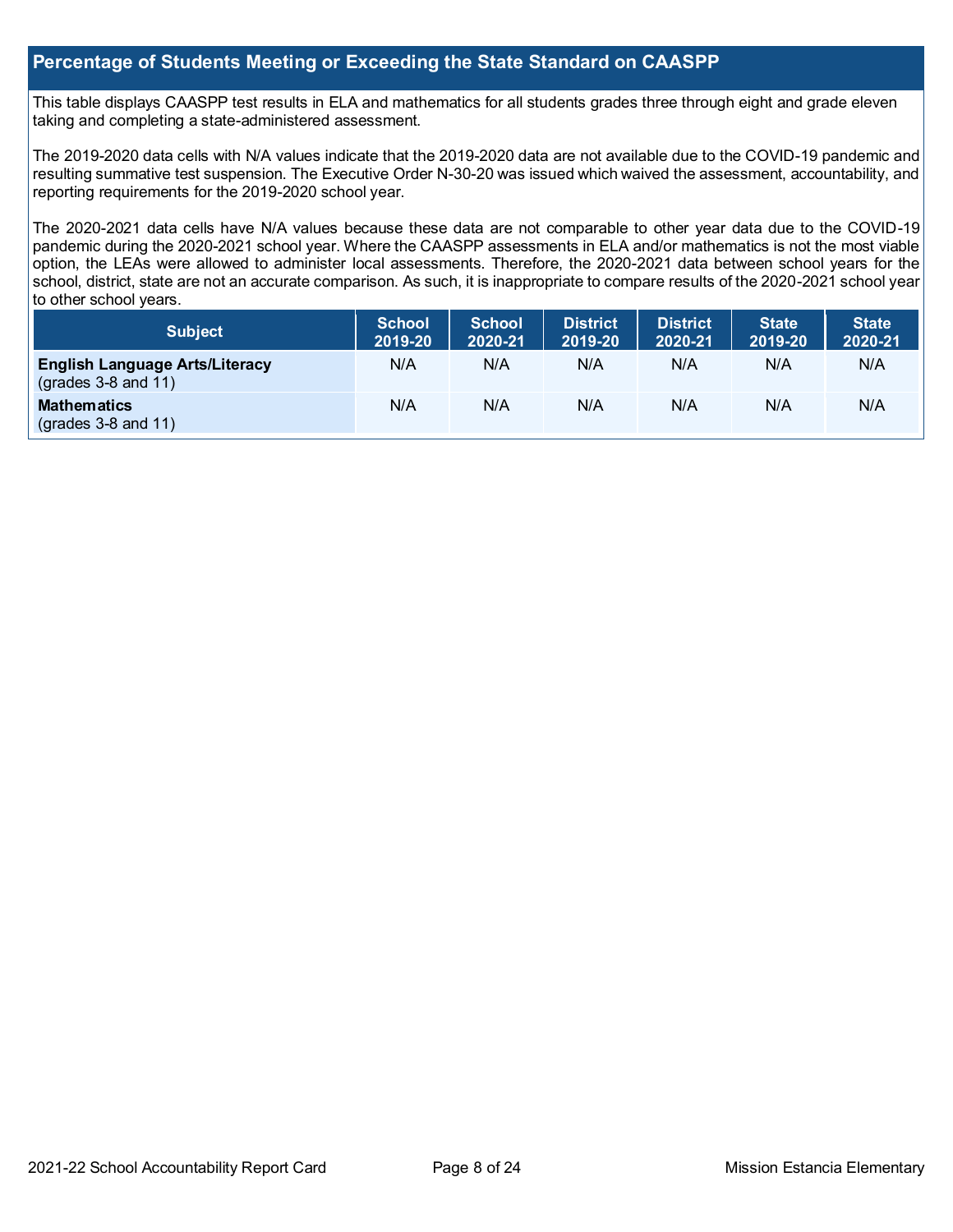## Percentage of Students Meeting or Exceeding the State Standard on CAASPP

This table displays CAASPP test results in ELA and mathematics for all students grades three through eight and grade eleven taking and completing a state-administered assessment.

The 2019-2020 data cells with N/A values indicate that the 2019-2020 data are not available due to the COVID-19 pandemic and resulting summative test suspension. The Executive Order N-30-20 was issued which waived the assessment, accountability, and reporting requirements for the 2019-2020 school year.

The 2020-2021 data cells have N/A values because these data are not comparable to other year data due to the COVID-19 pandemic during the 2020-2021 school year. Where the CAASPP assessments in ELA and/or mathematics is not the most viable option, the LEAs were allowed to administer local assessments. Therefore, the 2020-2021 data between school years for the school, district, state are not an accurate comparison. As such, it is inappropriate to compare results of the 2020-2021 school year to other school years.

| Subject | School 2019-20 | School 2020-21 | District 2019-20 | District 2020-21 | State 2019-20 | State 2020-21 |
|---|---|---|---|---|---|---|
| **English Language Arts/Literacy** (grades 3-8 and 11) | N/A | N/A | N/A | N/A | N/A | N/A |
| **Mathematics** (grades 3-8 and 11) | N/A | N/A | N/A | N/A | N/A | N/A |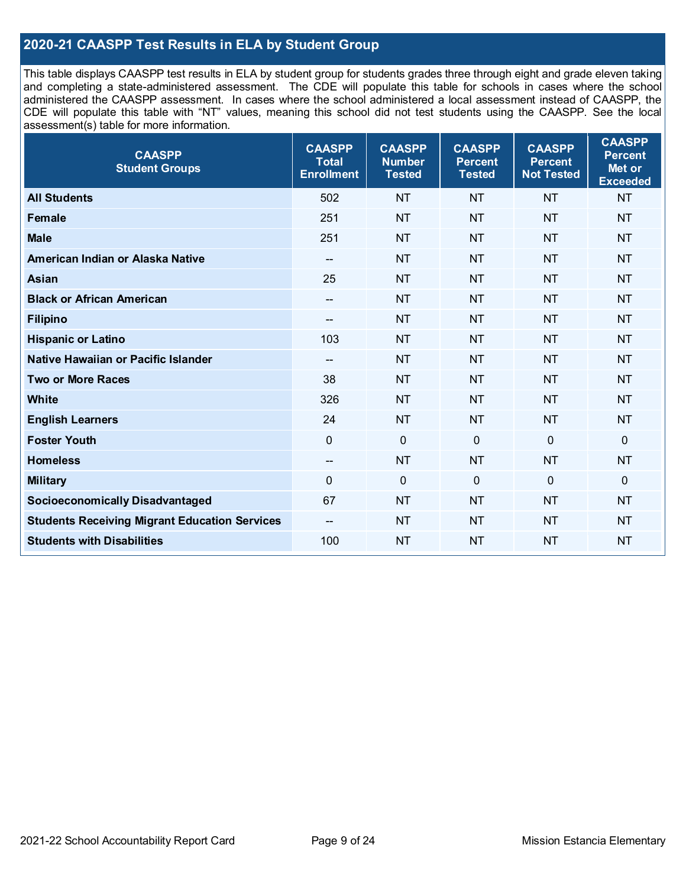## 2020-21 CAASPP Test Results in ELA by Student Group

This table displays CAASPP test results in ELA by student group for students grades three through eight and grade eleven taking and completing a state-administered assessment. The CDE will populate this table for schools in cases where the school administered the CAASPP assessment. In cases where the school administered a local assessment instead of CAASPP, the CDE will populate this table with "NT" values, meaning this school did not test students using the CAASPP. See the local assessment(s) table for more information.

| CAASPP Student Groups | CAASPP Total Enrollment | CAASPP Number Tested | CAASPP Percent Tested | CAASPP Percent Not Tested | CAASPP Percent Met or Exceeded |
|---|---|---|---|---|---|
| **All Students** | 502 | NT | NT | NT | NT |
| **Female** | 251 | NT | NT | NT | NT |
| **Male** | 251 | NT | NT | NT | NT |
| **American Indian or Alaska Native** | -- | NT | NT | NT | NT |
| **Asian** | 25 | NT | NT | NT | NT |
| **Black or African American** | -- | NT | NT | NT | NT |
| **Filipino** | -- | NT | NT | NT | NT |
| **Hispanic or Latino** | 103 | NT | NT | NT | NT |
| **Native Hawaiian or Pacific Islander** | -- | NT | NT | NT | NT |
| **Two or More Races** | 38 | NT | NT | NT | NT |
| **White** | 326 | NT | NT | NT | NT |
| **English Learners** | 24 | NT | NT | NT | NT |
| **Foster Youth** | 0 | 0 | 0 | 0 | 0 |
| **Homeless** | -- | NT | NT | NT | NT |
| **Military** | 0 | 0 | 0 | 0 | 0 |
| **Socioeconomically Disadvantaged** | 67 | NT | NT | NT | NT |
| **Students Receiving Migrant Education Services** | -- | NT | NT | NT | NT |
| **Students with Disabilities** | 100 | NT | NT | NT | NT |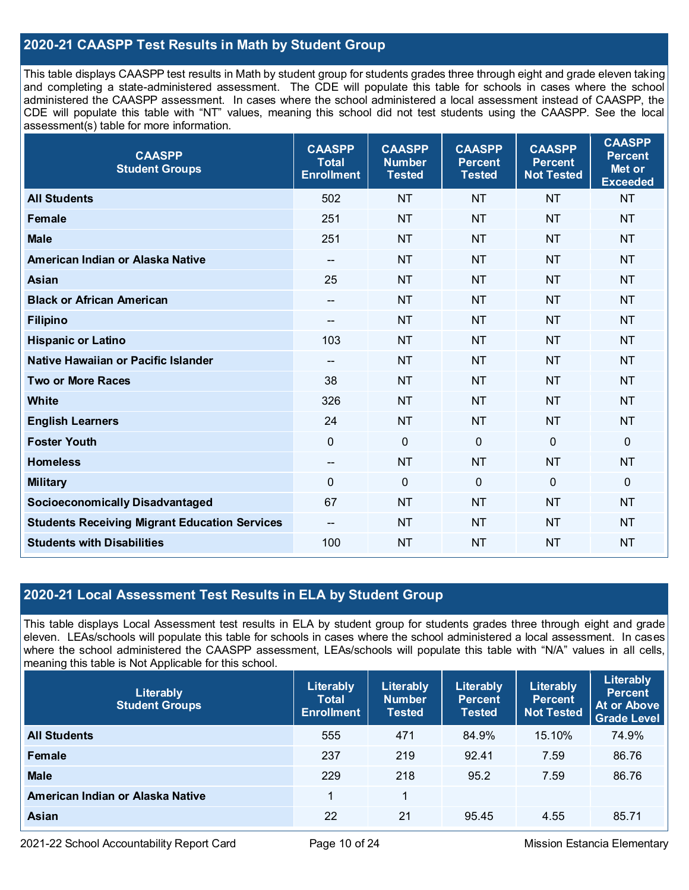## 2020-21 CAASPP Test Results in Math by Student Group

This table displays CAASPP test results in Math by student group for students grades three through eight and grade eleven taking and completing a state-administered assessment. The CDE will populate this table for schools in cases where the school administered the CAASPP assessment. In cases where the school administered a local assessment instead of CAASPP, the CDE will populate this table with "NT" values, meaning this school did not test students using the CAASPP. See the local assessment(s) table for more information.

| CAASPP Student Groups | CAASPP Total Enrollment | CAASPP Number Tested | CAASPP Percent Tested | CAASPP Percent Not Tested | CAASPP Percent Met or Exceeded |
|---|---|---|---|---|---|
| **All Students** | 502 | NT | NT | NT | NT |
| **Female** | 251 | NT | NT | NT | NT |
| **Male** | 251 | NT | NT | NT | NT |
| **American Indian or Alaska Native** | -- | NT | NT | NT | NT |
| **Asian** | 25 | NT | NT | NT | NT |
| **Black or African American** | -- | NT | NT | NT | NT |
| **Filipino** | -- | NT | NT | NT | NT |
| **Hispanic or Latino** | 103 | NT | NT | NT | NT |
| **Native Hawaiian or Pacific Islander** | -- | NT | NT | NT | NT |
| **Two or More Races** | 38 | NT | NT | NT | NT |
| **White** | 326 | NT | NT | NT | NT |
| **English Learners** | 24 | NT | NT | NT | NT |
| **Foster Youth** | 0 | 0 | 0 | 0 | 0 |
| **Homeless** | -- | NT | NT | NT | NT |
| **Military** | 0 | 0 | 0 | 0 | 0 |
| **Socioeconomically Disadvantaged** | 67 | NT | NT | NT | NT |
| **Students Receiving Migrant Education Services** | -- | NT | NT | NT | NT |
| **Students with Disabilities** | 100 | NT | NT | NT | NT |

## 2020-21 Local Assessment Test Results in ELA by Student Group

This table displays Local Assessment test results in ELA by student group for students grades three through eight and grade eleven. LEAs/schools will populate this table for schools in cases where the school administered a local assessment. In cases where the school administered the CAASPP assessment, LEAs/schools will populate this table with "N/A" values in all cells, meaning this table is Not Applicable for this school.

| Literably Student Groups | Literably Total Enrollment | Literably Number Tested | Literably Percent Tested | Literably Percent Not Tested | Literably Percent At or Above Grade Level |
|---|---|---|---|---|---|
| **All Students** | 555 | 471 | 84.9% | 15.10% | 74.9% |
| **Female** | 237 | 219 | 92.41 | 7.59 | 86.76 |
| **Male** | 229 | 218 | 95.2 | 7.59 | 86.76 |
| **American Indian or Alaska Native** | 1 | 1 | | | |
| **Asian** | 22 | 21 | 95.45 | 4.55 | 85.71 |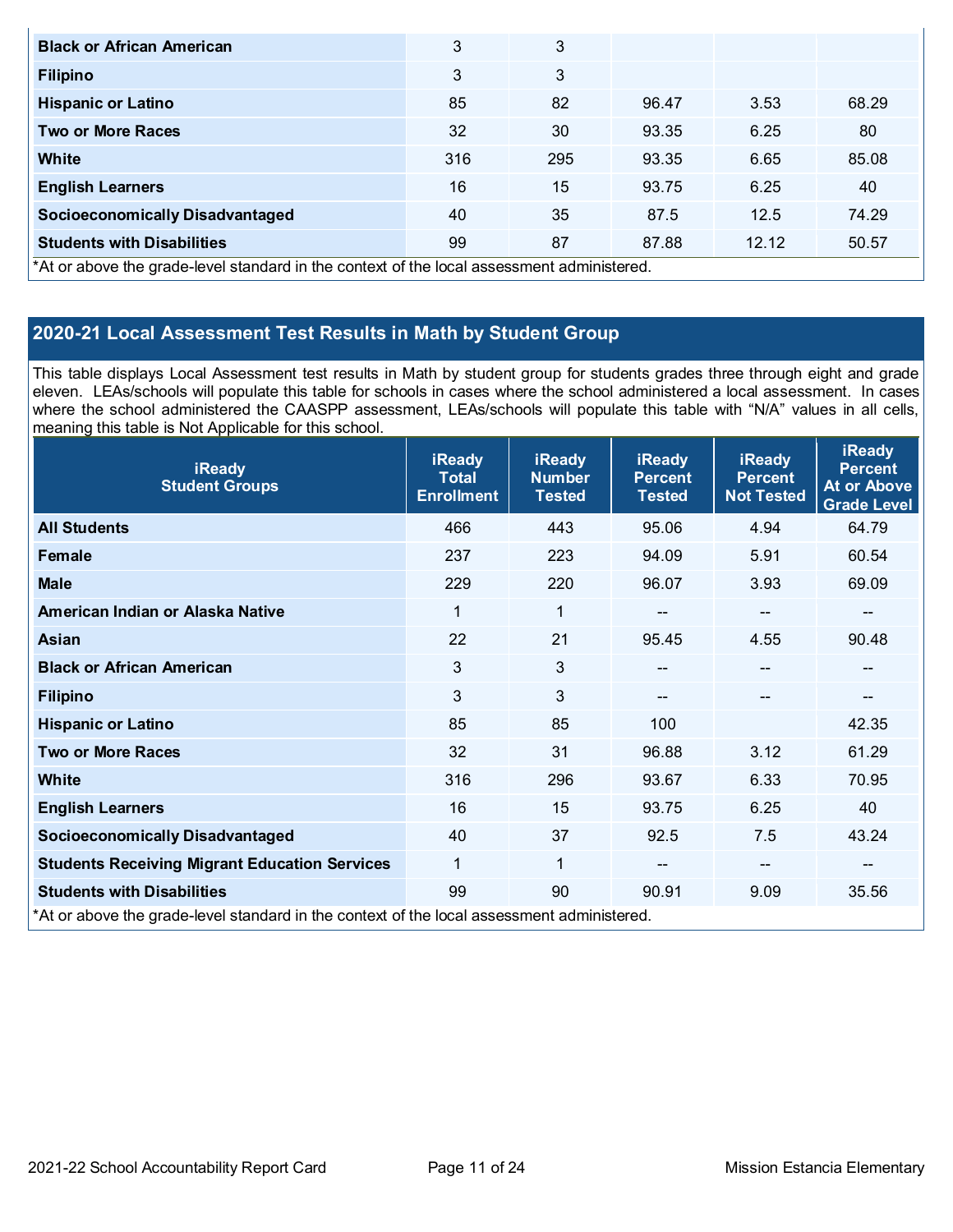| | | | | | |
|---|---|---|---|---|---|
| **Black or African American** | 3 | 3 | | | |
| **Filipino** | 3 | 3 | | | |
| **Hispanic or Latino** | 85 | 82 | 96.47 | 3.53 | 68.29 |
| **Two or More Races** | 32 | 30 | 93.35 | 6.25 | 80 |
| **White** | 316 | 295 | 93.35 | 6.65 | 85.08 |
| **English Learners** | 16 | 15 | 93.75 | 6.25 | 40 |
| **Socioeconomically Disadvantaged** | 40 | 35 | 87.5 | 12.5 | 74.29 |
| **Students with Disabilities** | 99 | 87 | 87.88 | 12.12 | 50.57 |

*At or above the grade-level standard in the context of the local assessment administered.

## 2020-21 Local Assessment Test Results in Math by Student Group

This table displays Local Assessment test results in Math by student group for students grades three through eight and grade eleven. LEAs/schools will populate this table for schools in cases where the school administered a local assessment. In cases where the school administered the CAASPP assessment, LEAs/schools will populate this table with "N/A" values in all cells, meaning this table is Not Applicable for this school.

| iReady Student Groups | iReady Total Enrollment | iReady Number Tested | iReady Percent Tested | iReady Percent Not Tested | iReady Percent At or Above Grade Level |
|---|---|---|---|---|---|
| **All Students** | 466 | 443 | 95.06 | 4.94 | 64.79 |
| **Female** | 237 | 223 | 94.09 | 5.91 | 60.54 |
| **Male** | 229 | 220 | 96.07 | 3.93 | 69.09 |
| **American Indian or Alaska Native** | 1 | 1 | -- | -- | -- |
| **Asian** | 22 | 21 | 95.45 | 4.55 | 90.48 |
| **Black or African American** | 3 | 3 | -- | -- | -- |
| **Filipino** | 3 | 3 | -- | -- | -- |
| **Hispanic or Latino** | 85 | 85 | 100 | | 42.35 |
| **Two or More Races** | 32 | 31 | 96.88 | 3.12 | 61.29 |
| **White** | 316 | 296 | 93.67 | 6.33 | 70.95 |
| **English Learners** | 16 | 15 | 93.75 | 6.25 | 40 |
| **Socioeconomically Disadvantaged** | 40 | 37 | 92.5 | 7.5 | 43.24 |
| **Students Receiving Migrant Education Services** | 1 | 1 | -- | -- | -- |
| **Students with Disabilities** | 99 | 90 | 90.91 | 9.09 | 35.56 |

*At or above the grade-level standard in the context of the local assessment administered.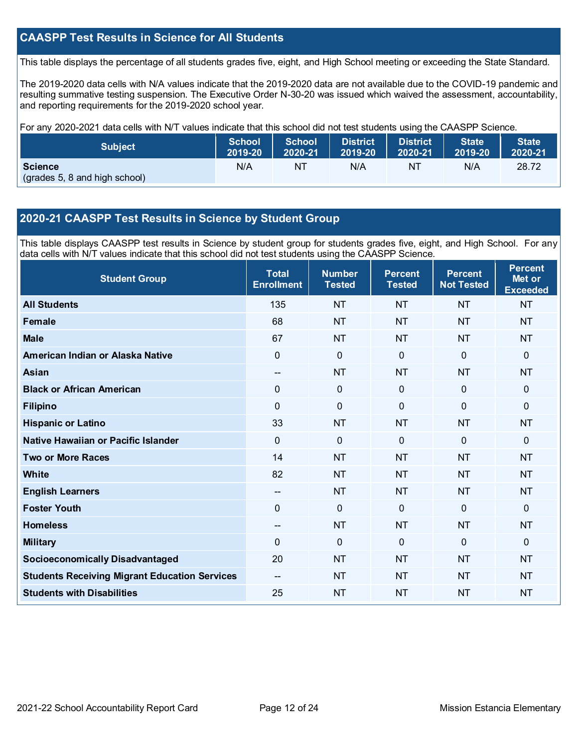## CAASPP Test Results in Science for All Students

This table displays the percentage of all students grades five, eight, and High School meeting or exceeding the State Standard.

The 2019-2020 data cells with N/A values indicate that the 2019-2020 data are not available due to the COVID-19 pandemic and resulting summative testing suspension. The Executive Order N-30-20 was issued which waived the assessment, accountability, and reporting requirements for the 2019-2020 school year.

For any 2020-2021 data cells with N/T values indicate that this school did not test students using the CAASPP Science.

| Subject | School 2019-20 | School 2020-21 | District 2019-20 | District 2020-21 | State 2019-20 | State 2020-21 |
|---|---|---|---|---|---|---|
| **Science** (grades 5, 8 and high school) | N/A | NT | N/A | NT | N/A | 28.72 |

## 2020-21 CAASPP Test Results in Science by Student Group

This table displays CAASPP test results in Science by student group for students grades five, eight, and High School. For any data cells with N/T values indicate that this school did not test students using the CAASPP Science.

| Student Group | Total Enrollment | Number Tested | Percent Tested | Percent Not Tested | Percent Met or Exceeded |
|---|---|---|---|---|---|
| **All Students** | 135 | NT | NT | NT | NT |
| **Female** | 68 | NT | NT | NT | NT |
| **Male** | 67 | NT | NT | NT | NT |
| **American Indian or Alaska Native** | 0 | 0 | 0 | 0 | 0 |
| **Asian** | -- | NT | NT | NT | NT |
| **Black or African American** | 0 | 0 | 0 | 0 | 0 |
| **Filipino** | 0 | 0 | 0 | 0 | 0 |
| **Hispanic or Latino** | 33 | NT | NT | NT | NT |
| **Native Hawaiian or Pacific Islander** | 0 | 0 | 0 | 0 | 0 |
| **Two or More Races** | 14 | NT | NT | NT | NT |
| **White** | 82 | NT | NT | NT | NT |
| **English Learners** | -- | NT | NT | NT | NT |
| **Foster Youth** | 0 | 0 | 0 | 0 | 0 |
| **Homeless** | -- | NT | NT | NT | NT |
| **Military** | 0 | 0 | 0 | 0 | 0 |
| **Socioeconomically Disadvantaged** | 20 | NT | NT | NT | NT |
| **Students Receiving Migrant Education Services** | -- | NT | NT | NT | NT |
| **Students with Disabilities** | 25 | NT | NT | NT | NT |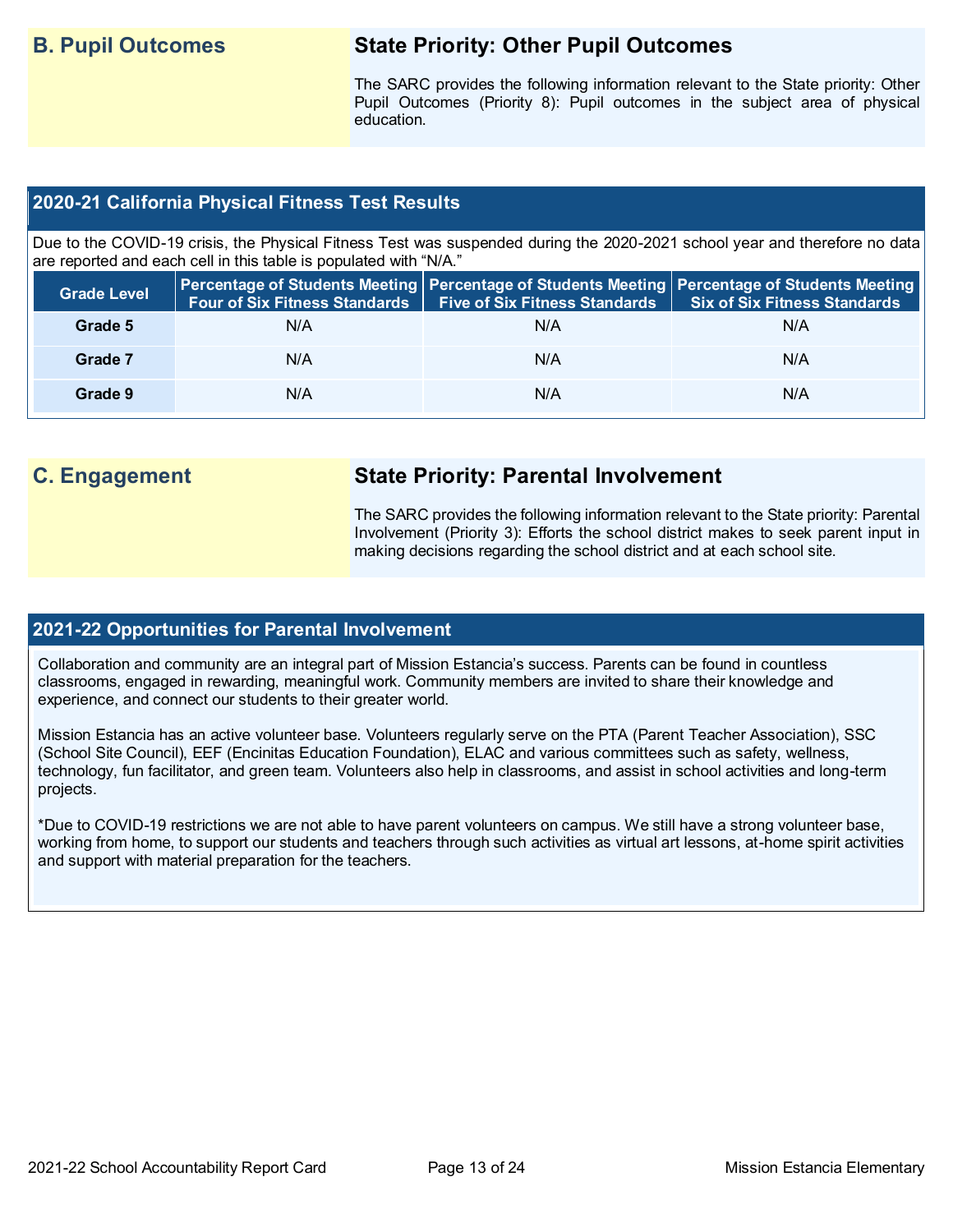## B. Pupil Outcomes

### State Priority: Other Pupil Outcomes

The SARC provides the following information relevant to the State priority: Other Pupil Outcomes (Priority 8): Pupil outcomes in the subject area of physical education.

### 2020-21 California Physical Fitness Test Results

Due to the COVID-19 crisis, the Physical Fitness Test was suspended during the 2020-2021 school year and therefore no data are reported and each cell in this table is populated with "N/A."

| Grade Level | Percentage of Students Meeting Four of Six Fitness Standards | Percentage of Students Meeting Five of Six Fitness Standards | Percentage of Students Meeting Six of Six Fitness Standards |
|---|---|---|---|
| Grade 5 | N/A | N/A | N/A |
| Grade 7 | N/A | N/A | N/A |
| Grade 9 | N/A | N/A | N/A |

## C. Engagement

### State Priority: Parental Involvement

The SARC provides the following information relevant to the State priority: Parental Involvement (Priority 3): Efforts the school district makes to seek parent input in making decisions regarding the school district and at each school site.

### 2021-22 Opportunities for Parental Involvement

Collaboration and community are an integral part of Mission Estancia's success. Parents can be found in countless classrooms, engaged in rewarding, meaningful work. Community members are invited to share their knowledge and experience, and connect our students to their greater world.

Mission Estancia has an active volunteer base. Volunteers regularly serve on the PTA (Parent Teacher Association), SSC (School Site Council), EEF (Encinitas Education Foundation), ELAC and various committees such as safety, wellness, technology, fun facilitator, and green team. Volunteers also help in classrooms, and assist in school activities and long-term projects.

*Due to COVID-19 restrictions we are not able to have parent volunteers on campus. We still have a strong volunteer base, working from home, to support our students and teachers through such activities as virtual art lessons, at-home spirit activities and support with material preparation for the teachers.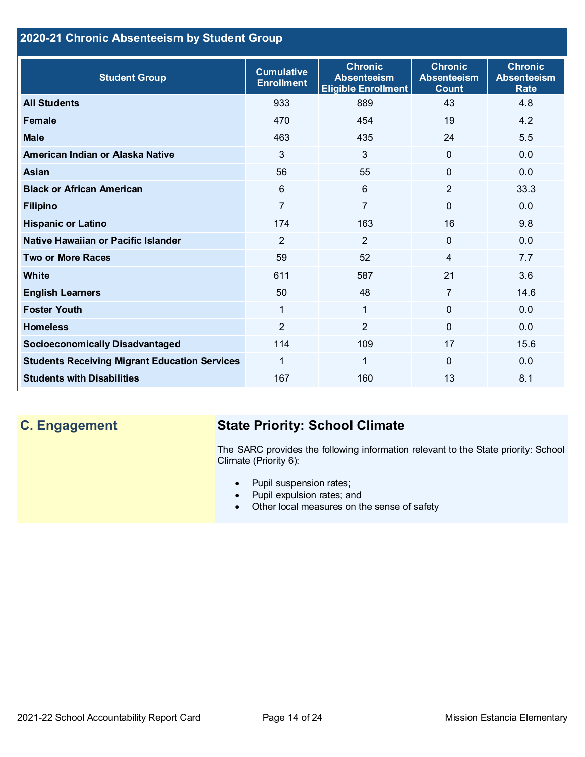## 2020-21 Chronic Absenteeism by Student Group

| Student Group | Cumulative Enrollment | Chronic Absenteeism Eligible Enrollment | Chronic Absenteeism Count | Chronic Absenteeism Rate |
|---|---|---|---|---|
| **All Students** | 933 | 889 | 43 | 4.8 |
| **Female** | 470 | 454 | 19 | 4.2 |
| **Male** | 463 | 435 | 24 | 5.5 |
| **American Indian or Alaska Native** | 3 | 3 | 0 | 0.0 |
| **Asian** | 56 | 55 | 0 | 0.0 |
| **Black or African American** | 6 | 6 | 2 | 33.3 |
| **Filipino** | 7 | 7 | 0 | 0.0 |
| **Hispanic or Latino** | 174 | 163 | 16 | 9.8 |
| **Native Hawaiian or Pacific Islander** | 2 | 2 | 0 | 0.0 |
| **Two or More Races** | 59 | 52 | 4 | 7.7 |
| **White** | 611 | 587 | 21 | 3.6 |
| **English Learners** | 50 | 48 | 7 | 14.6 |
| **Foster Youth** | 1 | 1 | 0 | 0.0 |
| **Homeless** | 2 | 2 | 0 | 0.0 |
| **Socioeconomically Disadvantaged** | 114 | 109 | 17 | 15.6 |
| **Students Receiving Migrant Education Services** | 1 | 1 | 0 | 0.0 |
| **Students with Disabilities** | 167 | 160 | 13 | 8.1 |

## C. Engagement

### State Priority: School Climate

The SARC provides the following information relevant to the State priority: School Climate (Priority 6):

- Pupil suspension rates;
- Pupil expulsion rates; and
- Other local measures on the sense of safety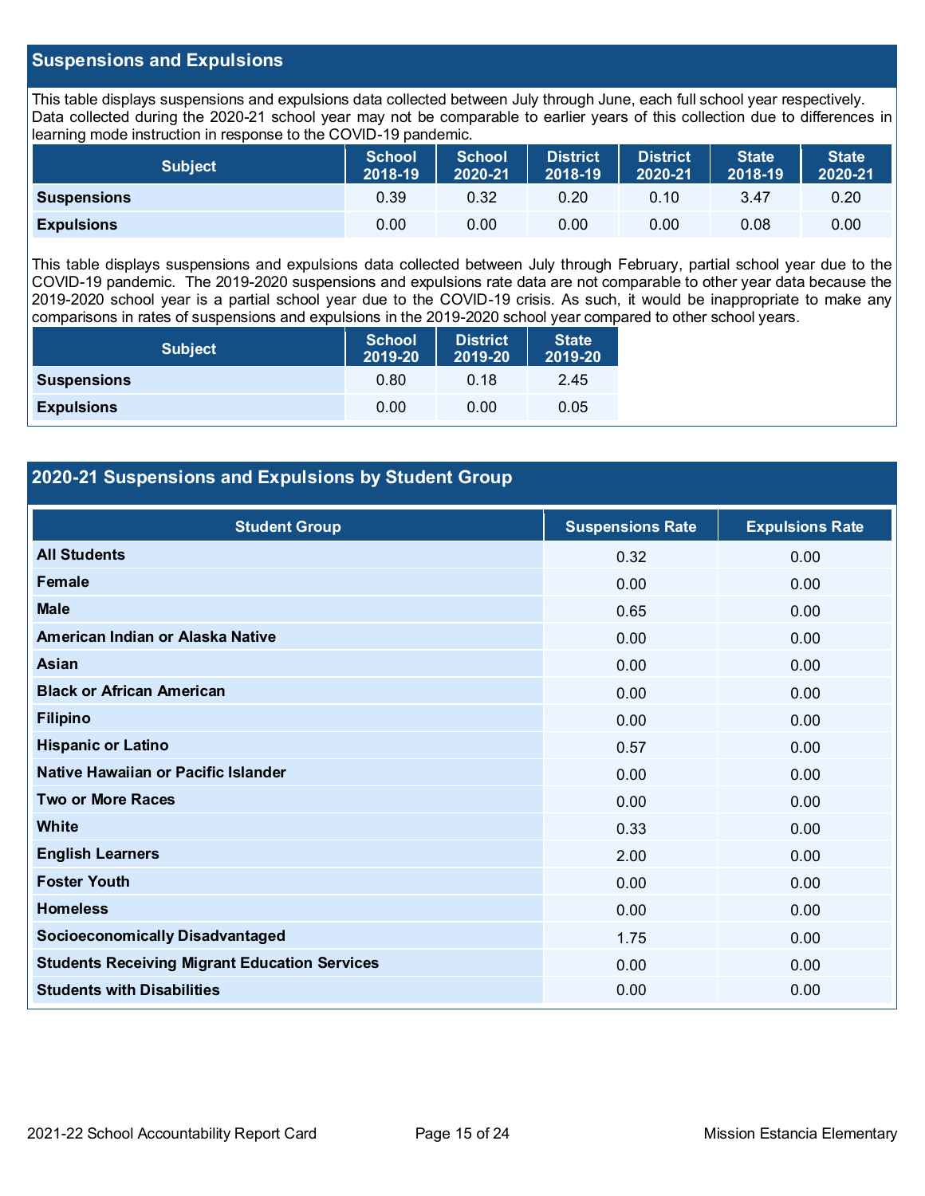## Suspensions and Expulsions

This table displays suspensions and expulsions data collected between July through June, each full school year respectively. Data collected during the 2020-21 school year may not be comparable to earlier years of this collection due to differences in learning mode instruction in response to the COVID-19 pandemic.

| Subject | School 2018-19 | School 2020-21 | District 2018-19 | District 2020-21 | State 2018-19 | State 2020-21 |
|---|---|---|---|---|---|---|
| **Suspensions** | 0.39 | 0.32 | 0.20 | 0.10 | 3.47 | 0.20 |
| **Expulsions** | 0.00 | 0.00 | 0.00 | 0.00 | 0.08 | 0.00 |

This table displays suspensions and expulsions data collected between July through February, partial school year due to the COVID-19 pandemic. The 2019-2020 suspensions and expulsions rate data are not comparable to other year data because the 2019-2020 school year is a partial school year due to the COVID-19 crisis. As such, it would be inappropriate to make any comparisons in rates of suspensions and expulsions in the 2019-2020 school year compared to other school years.

| Subject | School 2019-20 | District 2019-20 | State 2019-20 |
|---|---|---|---|
| **Suspensions** | 0.80 | 0.18 | 2.45 |
| **Expulsions** | 0.00 | 0.00 | 0.05 |

## 2020-21 Suspensions and Expulsions by Student Group

| Student Group | Suspensions Rate | Expulsions Rate |
|---|---|---|
| **All Students** | 0.32 | 0.00 |
| **Female** | 0.00 | 0.00 |
| **Male** | 0.65 | 0.00 |
| **American Indian or Alaska Native** | 0.00 | 0.00 |
| **Asian** | 0.00 | 0.00 |
| **Black or African American** | 0.00 | 0.00 |
| **Filipino** | 0.00 | 0.00 |
| **Hispanic or Latino** | 0.57 | 0.00 |
| **Native Hawaiian or Pacific Islander** | 0.00 | 0.00 |
| **Two or More Races** | 0.00 | 0.00 |
| **White** | 0.33 | 0.00 |
| **English Learners** | 2.00 | 0.00 |
| **Foster Youth** | 0.00 | 0.00 |
| **Homeless** | 0.00 | 0.00 |
| **Socioeconomically Disadvantaged** | 1.75 | 0.00 |
| **Students Receiving Migrant Education Services** | 0.00 | 0.00 |
| **Students with Disabilities** | 0.00 | 0.00 |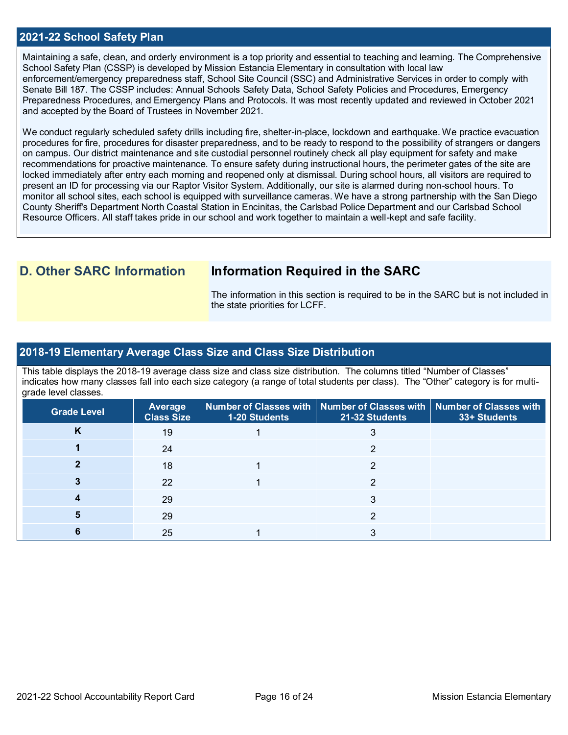## 2021-22 School Safety Plan

Maintaining a safe, clean, and orderly environment is a top priority and essential to teaching and learning. The Comprehensive School Safety Plan (CSSP) is developed by Mission Estancia Elementary in consultation with local law enforcement/emergency preparedness staff, School Site Council (SSC) and Administrative Services in order to comply with Senate Bill 187. The CSSP includes: Annual Schools Safety Data, School Safety Policies and Procedures, Emergency Preparedness Procedures, and Emergency Plans and Protocols. It was most recently updated and reviewed in October 2021 and accepted by the Board of Trustees in November 2021.

We conduct regularly scheduled safety drills including fire, shelter-in-place, lockdown and earthquake. We practice evacuation procedures for fire, procedures for disaster preparedness, and to be ready to respond to the possibility of strangers or dangers on campus. Our district maintenance and site custodial personnel routinely check all play equipment for safety and make recommendations for proactive maintenance. To ensure safety during instructional hours, the perimeter gates of the site are locked immediately after entry each morning and reopened only at dismissal. During school hours, all visitors are required to present an ID for processing via our Raptor Visitor System. Additionally, our site is alarmed during non-school hours. To monitor all school sites, each school is equipped with surveillance cameras. We have a strong partnership with the San Diego County Sheriff's Department North Coastal Station in Encinitas, the Carlsbad Police Department and our Carlsbad School Resource Officers. All staff takes pride in our school and work together to maintain a well-kept and safe facility.

## D. Other SARC Information

### Information Required in the SARC

The information in this section is required to be in the SARC but is not included in the state priorities for LCFF.

## 2018-19 Elementary Average Class Size and Class Size Distribution

This table displays the 2018-19 average class size and class size distribution. The columns titled "Number of Classes" indicates how many classes fall into each size category (a range of total students per class). The "Other" category is for multi-grade level classes.

| Grade Level | Average Class Size | Number of Classes with 1-20 Students | Number of Classes with 21-32 Students | Number of Classes with 33+ Students |
|---|---|---|---|---|
| K | 19 | 1 | 3 | |
| 1 | 24 | | 2 | |
| 2 | 18 | 1 | 2 | |
| 3 | 22 | 1 | 2 | |
| 4 | 29 | | 3 | |
| 5 | 29 | | 2 | |
| 6 | 25 | 1 | 3 | |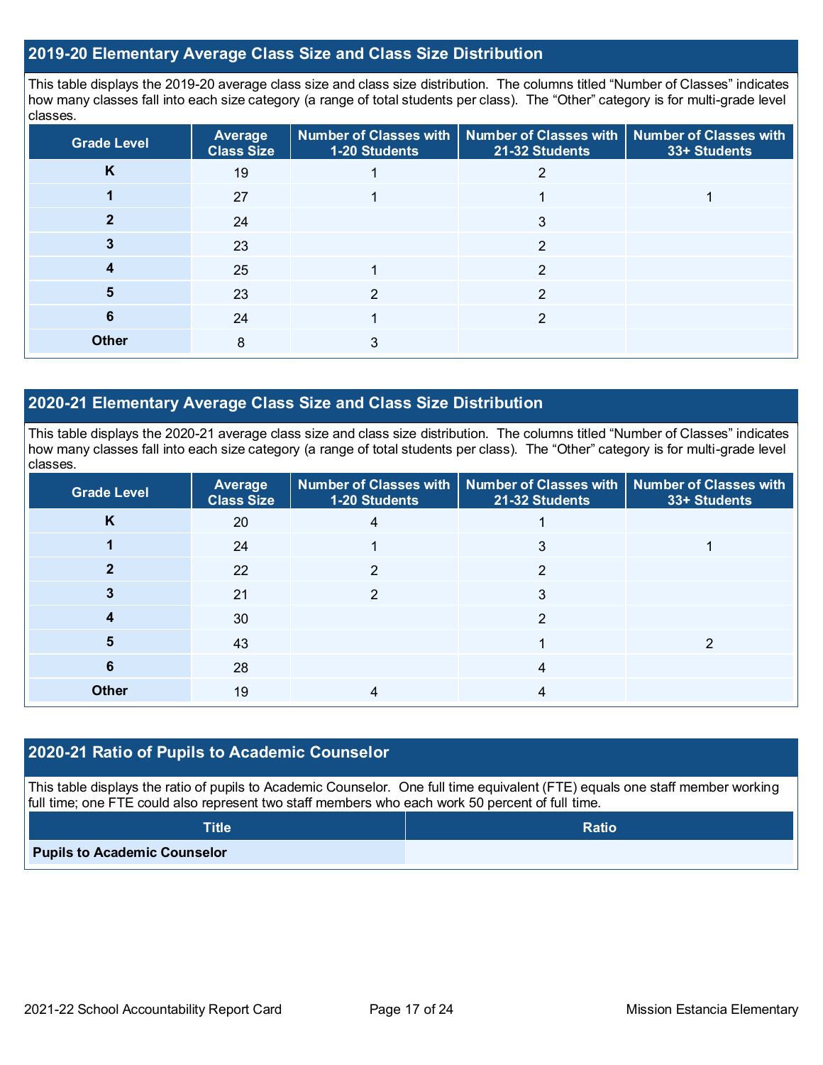## 2019-20 Elementary Average Class Size and Class Size Distribution

This table displays the 2019-20 average class size and class size distribution. The columns titled "Number of Classes" indicates how many classes fall into each size category (a range of total students per class). The "Other" category is for multi-grade level classes.

| Grade Level | Average Class Size | Number of Classes with 1-20 Students | Number of Classes with 21-32 Students | Number of Classes with 33+ Students |
|---|---|---|---|---|
| K | 19 | 1 | 2 | |
| 1 | 27 | 1 | 1 | 1 |
| 2 | 24 | | 3 | |
| 3 | 23 | | 2 | |
| 4 | 25 | 1 | 2 | |
| 5 | 23 | 2 | 2 | |
| 6 | 24 | 1 | 2 | |
| Other | 8 | 3 | | |

## 2020-21 Elementary Average Class Size and Class Size Distribution

This table displays the 2020-21 average class size and class size distribution. The columns titled "Number of Classes" indicates how many classes fall into each size category (a range of total students per class). The "Other" category is for multi-grade level classes.

| Grade Level | Average Class Size | Number of Classes with 1-20 Students | Number of Classes with 21-32 Students | Number of Classes with 33+ Students |
|---|---|---|---|---|
| K | 20 | 4 | 1 | |
| 1 | 24 | 1 | 3 | 1 |
| 2 | 22 | 2 | 2 | |
| 3 | 21 | 2 | 3 | |
| 4 | 30 | | 2 | |
| 5 | 43 | | 1 | 2 |
| 6 | 28 | | 4 | |
| Other | 19 | 4 | 4 | |

## 2020-21 Ratio of Pupils to Academic Counselor

This table displays the ratio of pupils to Academic Counselor. One full time equivalent (FTE) equals one staff member working full time; one FTE could also represent two staff members who each work 50 percent of full time.

| Title | Ratio |
|---|---|
| Pupils to Academic Counselor | |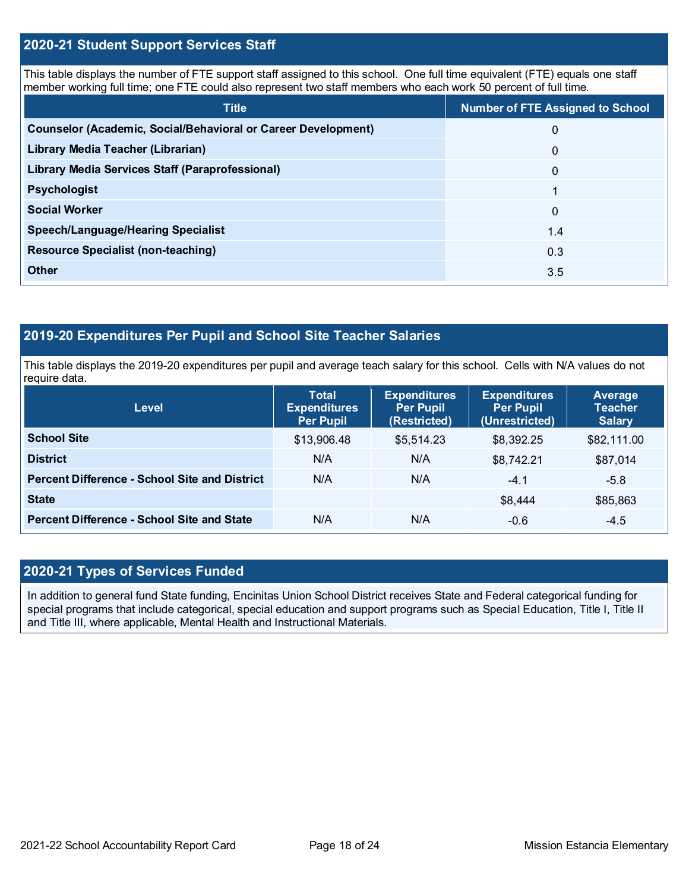## 2020-21 Student Support Services Staff

This table displays the number of FTE support staff assigned to this school. One full time equivalent (FTE) equals one staff member working full time; one FTE could also represent two staff members who each work 50 percent of full time.

| Title | Number of FTE Assigned to School |
| --- | --- |
| **Counselor (Academic, Social/Behavioral or Career Development)** | 0 |
| **Library Media Teacher (Librarian)** | 0 |
| **Library Media Services Staff (Paraprofessional)** | 0 |
| **Psychologist** | 1 |
| **Social Worker** | 0 |
| **Speech/Language/Hearing Specialist** | 1.4 |
| **Resource Specialist (non-teaching)** | 0.3 |
| **Other** | 3.5 |

## 2019-20 Expenditures Per Pupil and School Site Teacher Salaries

This table displays the 2019-20 expenditures per pupil and average teach salary for this school. Cells with N/A values do not require data.

| Level | Total Expenditures Per Pupil | Expenditures Per Pupil (Restricted) | Expenditures Per Pupil (Unrestricted) | Average Teacher Salary |
| --- | --- | --- | --- | --- |
| **School Site** | $13,906.48 | $5,514.23 | $8,392.25 | $82,111.00 |
| **District** | N/A | N/A | $8,742.21 | $87,014 |
| **Percent Difference - School Site and District** | N/A | N/A | -4.1 | -5.8 |
| **State** | | | $8,444 | $85,863 |
| **Percent Difference - School Site and State** | N/A | N/A | -0.6 | -4.5 |

## 2020-21 Types of Services Funded

In addition to general fund State funding, Encinitas Union School District receives State and Federal categorical funding for special programs that include categorical, special education and support programs such as Special Education, Title I, Title II and Title III, where applicable, Mental Health and Instructional Materials.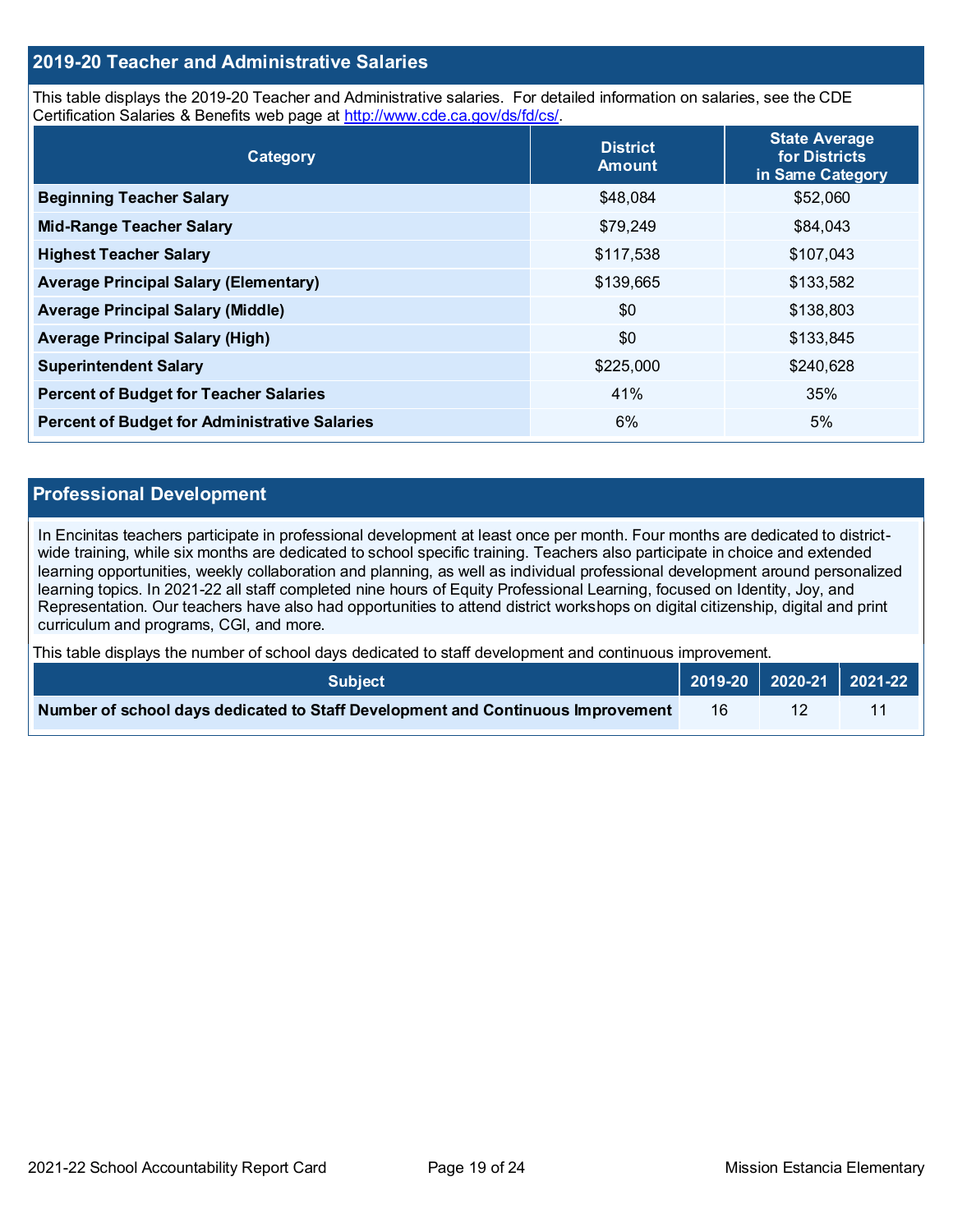## 2019-20 Teacher and Administrative Salaries

This table displays the 2019-20 Teacher and Administrative salaries. For detailed information on salaries, see the CDE Certification Salaries & Benefits web page at http://www.cde.ca.gov/ds/fd/cs/.

| Category | District Amount | State Average for Districts in Same Category |
|---|---|---|
| Beginning Teacher Salary | $48,084 | $52,060 |
| Mid-Range Teacher Salary | $79,249 | $84,043 |
| Highest Teacher Salary | $117,538 | $107,043 |
| Average Principal Salary (Elementary) | $139,665 | $133,582 |
| Average Principal Salary (Middle) | $0 | $138,803 |
| Average Principal Salary (High) | $0 | $133,845 |
| Superintendent Salary | $225,000 | $240,628 |
| Percent of Budget for Teacher Salaries | 41% | 35% |
| Percent of Budget for Administrative Salaries | 6% | 5% |

## Professional Development

In Encinitas teachers participate in professional development at least once per month. Four months are dedicated to district-wide training, while six months are dedicated to school specific training. Teachers also participate in choice and extended learning opportunities, weekly collaboration and planning, as well as individual professional development around personalized learning topics. In 2021-22 all staff completed nine hours of Equity Professional Learning, focused on Identity, Joy, and Representation. Our teachers have also had opportunities to attend district workshops on digital citizenship, digital and print curriculum and programs, CGI, and more.

This table displays the number of school days dedicated to staff development and continuous improvement.

| Subject | 2019-20 | 2020-21 | 2021-22 |
|---|---|---|---|
| Number of school days dedicated to Staff Development and Continuous Improvement | 16 | 12 | 11 |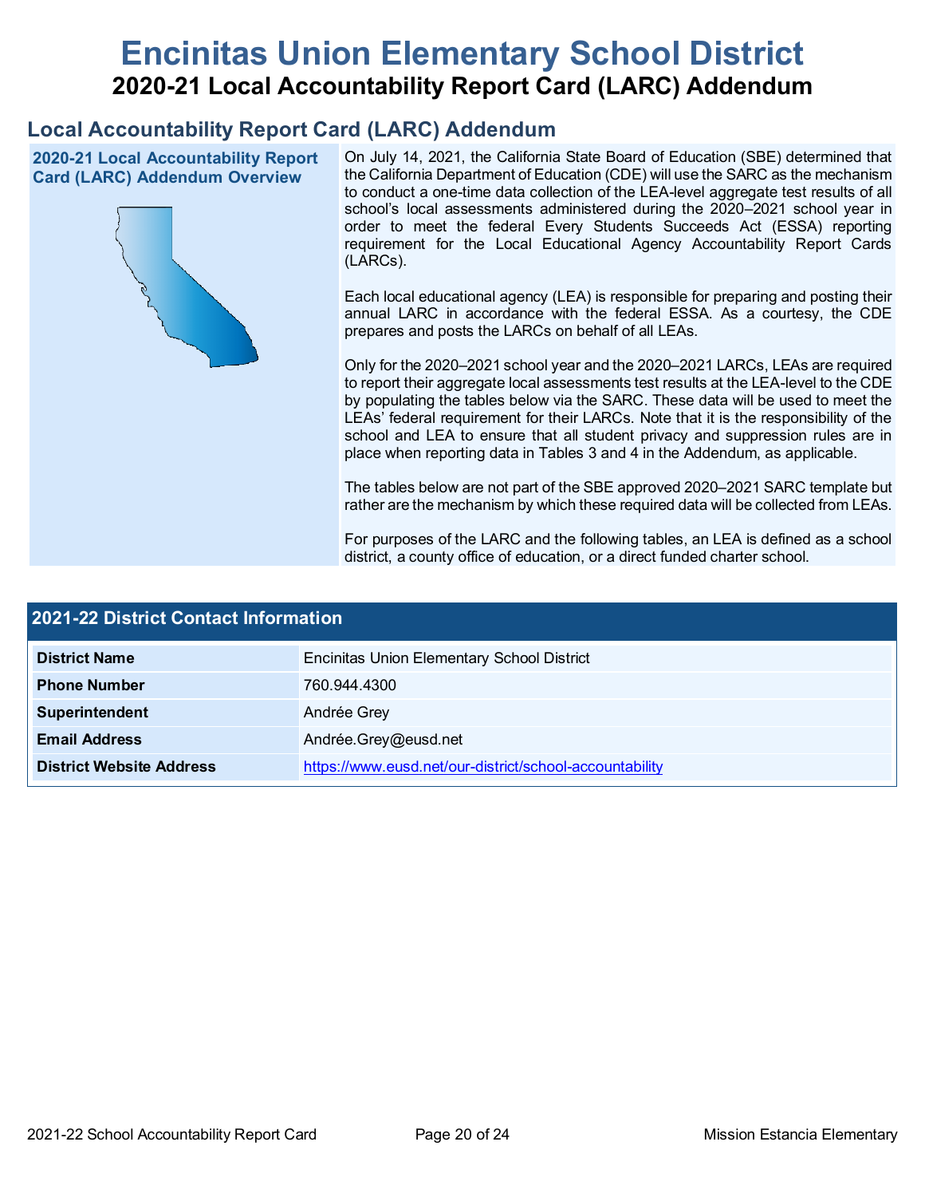# Encinitas Union Elementary School District

## 2020-21 Local Accountability Report Card (LARC) Addendum

## Local Accountability Report Card (LARC) Addendum

### 2020-21 Local Accountability Report Card (LARC) Addendum Overview

On July 14, 2021, the California State Board of Education (SBE) determined that the California Department of Education (CDE) will use the SARC as the mechanism to conduct a one-time data collection of the LEA-level aggregate test results of all school's local assessments administered during the 2020–2021 school year in order to meet the federal Every Students Succeeds Act (ESSA) reporting requirement for the Local Educational Agency Accountability Report Cards (LARCs).

Each local educational agency (LEA) is responsible for preparing and posting their annual LARC in accordance with the federal ESSA. As a courtesy, the CDE prepares and posts the LARCs on behalf of all LEAs.

Only for the 2020–2021 school year and the 2020–2021 LARCs, LEAs are required to report their aggregate local assessments test results at the LEA-level to the CDE by populating the tables below via the SARC. These data will be used to meet the LEAs' federal requirement for their LARCs. Note that it is the responsibility of the school and LEA to ensure that all student privacy and suppression rules are in place when reporting data in Tables 3 and 4 in the Addendum, as applicable.

The tables below are not part of the SBE approved 2020–2021 SARC template but rather are the mechanism by which these required data will be collected from LEAs.

For purposes of the LARC and the following tables, an LEA is defined as a school district, a county office of education, or a direct funded charter school.

| 2021-22 District Contact Information | |
|---|---|
| **District Name** | Encinitas Union Elementary School District |
| **Phone Number** | 760.944.4300 |
| **Superintendent** | Andrée Grey |
| **Email Address** | Andrée.Grey@eusd.net |
| **District Website Address** | https://www.eusd.net/our-district/school-accountability |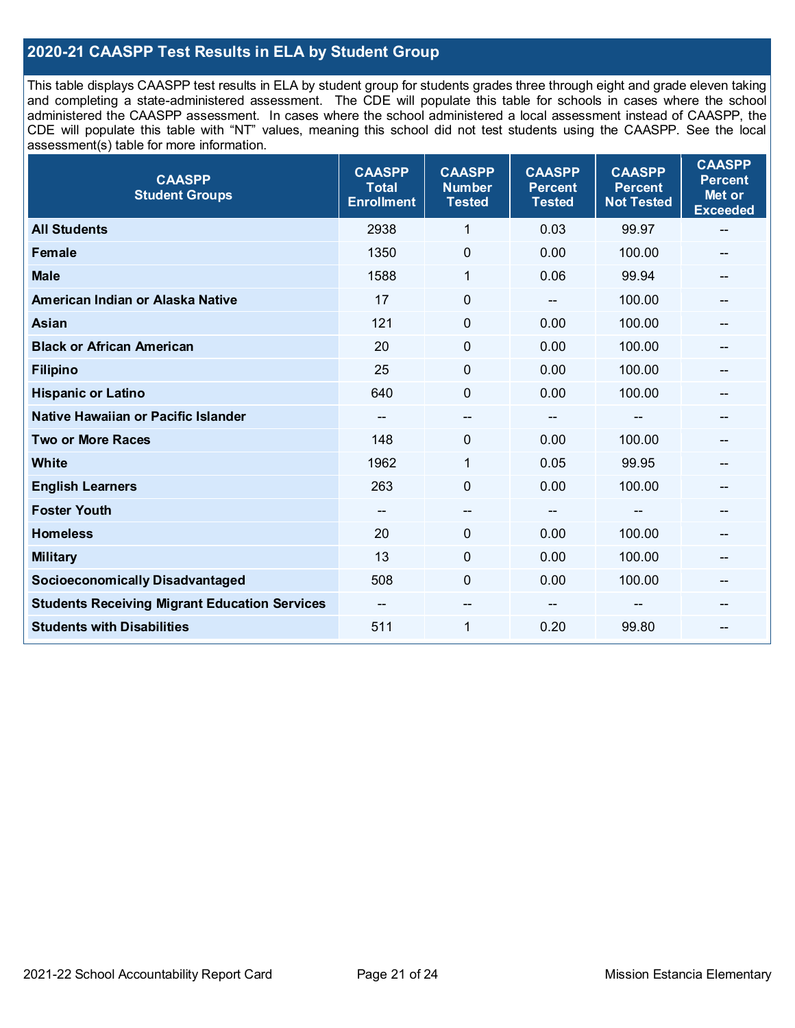## 2020-21 CAASPP Test Results in ELA by Student Group

This table displays CAASPP test results in ELA by student group for students grades three through eight and grade eleven taking and completing a state-administered assessment. The CDE will populate this table for schools in cases where the school administered the CAASPP assessment. In cases where the school administered a local assessment instead of CAASPP, the CDE will populate this table with "NT" values, meaning this school did not test students using the CAASPP. See the local assessment(s) table for more information.

| CAASPP Student Groups | CAASPP Total Enrollment | CAASPP Number Tested | CAASPP Percent Tested | CAASPP Percent Not Tested | CAASPP Percent Met or Exceeded |
|---|---|---|---|---|---|
| **All Students** | 2938 | 1 | 0.03 | 99.97 | -- |
| **Female** | 1350 | 0 | 0.00 | 100.00 | -- |
| **Male** | 1588 | 1 | 0.06 | 99.94 | -- |
| **American Indian or Alaska Native** | 17 | 0 | -- | 100.00 | -- |
| **Asian** | 121 | 0 | 0.00 | 100.00 | -- |
| **Black or African American** | 20 | 0 | 0.00 | 100.00 | -- |
| **Filipino** | 25 | 0 | 0.00 | 100.00 | -- |
| **Hispanic or Latino** | 640 | 0 | 0.00 | 100.00 | -- |
| **Native Hawaiian or Pacific Islander** | -- | -- | -- | -- | -- |
| **Two or More Races** | 148 | 0 | 0.00 | 100.00 | -- |
| **White** | 1962 | 1 | 0.05 | 99.95 | -- |
| **English Learners** | 263 | 0 | 0.00 | 100.00 | -- |
| **Foster Youth** | -- | -- | -- | -- | -- |
| **Homeless** | 20 | 0 | 0.00 | 100.00 | -- |
| **Military** | 13 | 0 | 0.00 | 100.00 | -- |
| **Socioeconomically Disadvantaged** | 508 | 0 | 0.00 | 100.00 | -- |
| **Students Receiving Migrant Education Services** | -- | -- | -- | -- | -- |
| **Students with Disabilities** | 511 | 1 | 0.20 | 99.80 | -- |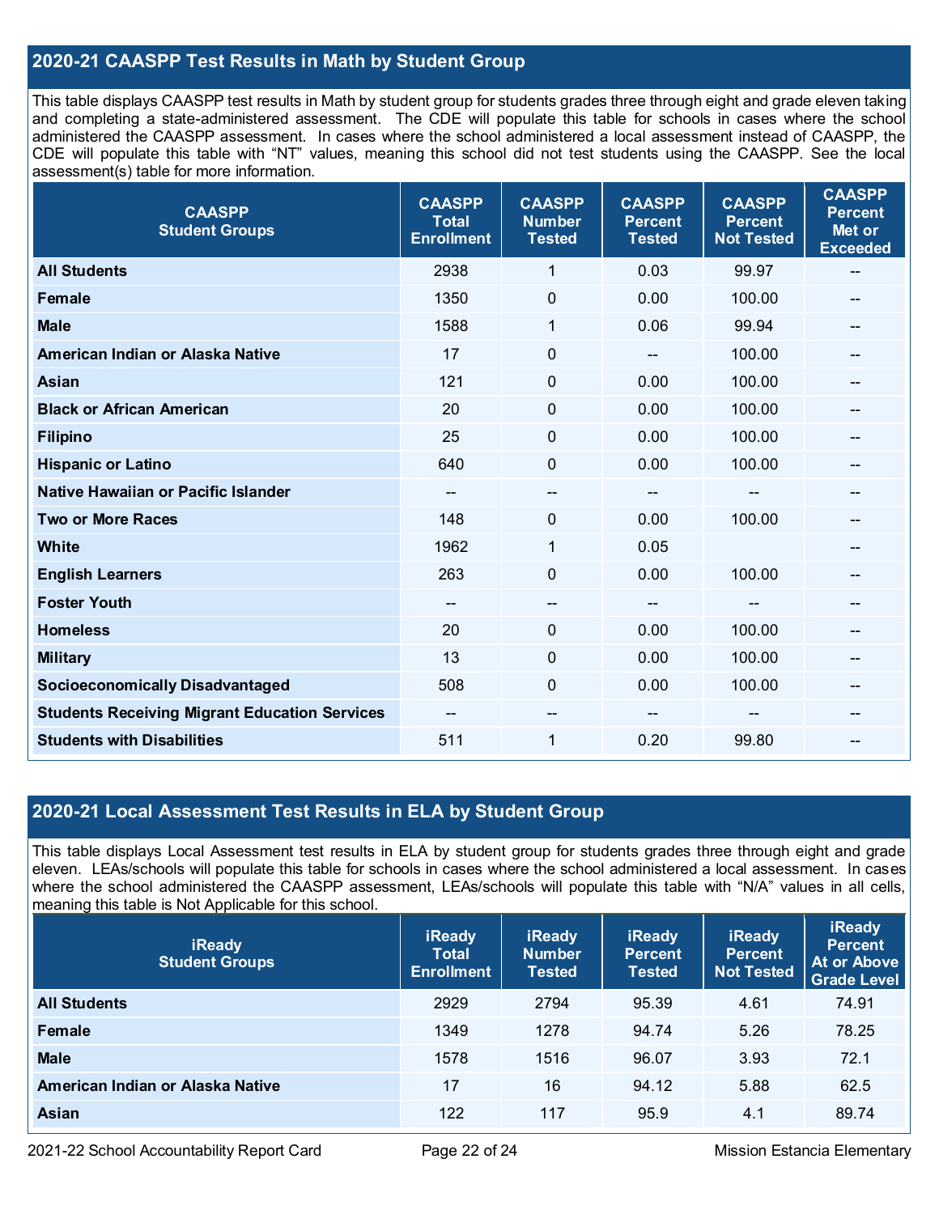## 2020-21 CAASPP Test Results in Math by Student Group

This table displays CAASPP test results in Math by student group for students grades three through eight and grade eleven taking and completing a state-administered assessment. The CDE will populate this table for schools in cases where the school administered the CAASPP assessment. In cases where the school administered a local assessment instead of CAASPP, the CDE will populate this table with "NT" values, meaning this school did not test students using the CAASPP. See the local assessment(s) table for more information.

| CAASPP Student Groups | CAASPP Total Enrollment | CAASPP Number Tested | CAASPP Percent Tested | CAASPP Percent Not Tested | CAASPP Percent Met or Exceeded |
|---|---|---|---|---|---|
| **All Students** | 2938 | 1 | 0.03 | 99.97 | -- |
| **Female** | 1350 | 0 | 0.00 | 100.00 | -- |
| **Male** | 1588 | 1 | 0.06 | 99.94 | -- |
| **American Indian or Alaska Native** | 17 | 0 | -- | 100.00 | -- |
| **Asian** | 121 | 0 | 0.00 | 100.00 | -- |
| **Black or African American** | 20 | 0 | 0.00 | 100.00 | -- |
| **Filipino** | 25 | 0 | 0.00 | 100.00 | -- |
| **Hispanic or Latino** | 640 | 0 | 0.00 | 100.00 | -- |
| **Native Hawaiian or Pacific Islander** | -- | -- | -- | -- | -- |
| **Two or More Races** | 148 | 0 | 0.00 | 100.00 | -- |
| **White** | 1962 | 1 | 0.05 | | -- |
| **English Learners** | 263 | 0 | 0.00 | 100.00 | -- |
| **Foster Youth** | -- | -- | -- | -- | -- |
| **Homeless** | 20 | 0 | 0.00 | 100.00 | -- |
| **Military** | 13 | 0 | 0.00 | 100.00 | -- |
| **Socioeconomically Disadvantaged** | 508 | 0 | 0.00 | 100.00 | -- |
| **Students Receiving Migrant Education Services** | -- | -- | -- | -- | -- |
| **Students with Disabilities** | 511 | 1 | 0.20 | 99.80 | -- |

## 2020-21 Local Assessment Test Results in ELA by Student Group

This table displays Local Assessment test results in ELA by student group for students grades three through eight and grade eleven. LEAs/schools will populate this table for schools in cases where the school administered a local assessment. In cases where the school administered the CAASPP assessment, LEAs/schools will populate this table with "N/A" values in all cells, meaning this table is Not Applicable for this school.

| iReady Student Groups | iReady Total Enrollment | iReady Number Tested | iReady Percent Tested | iReady Percent Not Tested | iReady Percent At or Above Grade Level |
|---|---|---|---|---|---|
| **All Students** | 2929 | 2794 | 95.39 | 4.61 | 74.91 |
| **Female** | 1349 | 1278 | 94.74 | 5.26 | 78.25 |
| **Male** | 1578 | 1516 | 96.07 | 3.93 | 72.1 |
| **American Indian or Alaska Native** | 17 | 16 | 94.12 | 5.88 | 62.5 |
| **Asian** | 122 | 117 | 95.9 | 4.1 | 89.74 |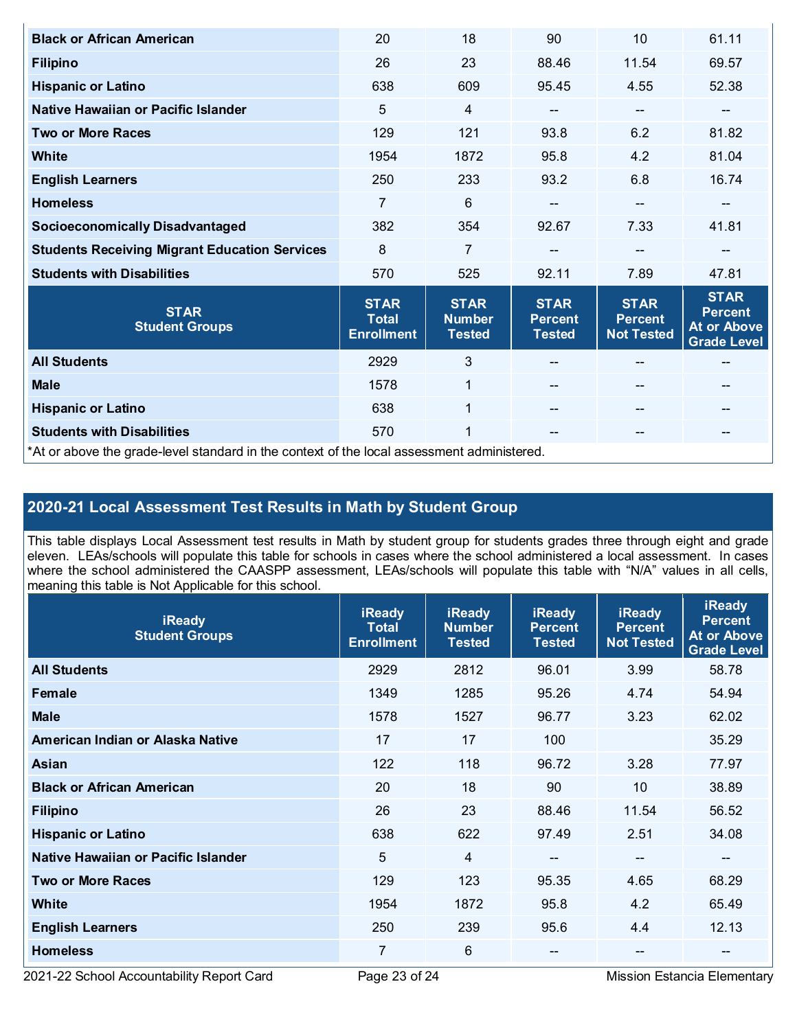| | | | | | |
|---|---|---|---|---|---|
| Black or African American | 20 | 18 | 90 | 10 | 61.11 |
| Filipino | 26 | 23 | 88.46 | 11.54 | 69.57 |
| Hispanic or Latino | 638 | 609 | 95.45 | 4.55 | 52.38 |
| Native Hawaiian or Pacific Islander | 5 | 4 | -- | -- | -- |
| Two or More Races | 129 | 121 | 93.8 | 6.2 | 81.82 |
| White | 1954 | 1872 | 95.8 | 4.2 | 81.04 |
| English Learners | 250 | 233 | 93.2 | 6.8 | 16.74 |
| Homeless | 7 | 6 | -- | -- | -- |
| Socioeconomically Disadvantaged | 382 | 354 | 92.67 | 7.33 | 41.81 |
| Students Receiving Migrant Education Services | 8 | 7 | -- | -- | -- |
| Students with Disabilities | 570 | 525 | 92.11 | 7.89 | 47.81 |

| STAR Student Groups | STAR Total Enrollment | STAR Number Tested | STAR Percent Tested | STAR Percent Not Tested | STAR Percent At or Above Grade Level |
|---|---|---|---|---|---|
| All Students | 2929 | 3 | -- | -- | -- |
| Male | 1578 | 1 | -- | -- | -- |
| Hispanic or Latino | 638 | 1 | -- | -- | -- |
| Students with Disabilities | 570 | 1 | -- | -- | -- |

*At or above the grade-level standard in the context of the local assessment administered.

## 2020-21 Local Assessment Test Results in Math by Student Group

This table displays Local Assessment test results in Math by student group for students grades three through eight and grade eleven. LEAs/schools will populate this table for schools in cases where the school administered a local assessment. In cases where the school administered the CAASPP assessment, LEAs/schools will populate this table with "N/A" values in all cells, meaning this table is Not Applicable for this school.

| iReady Student Groups | iReady Total Enrollment | iReady Number Tested | iReady Percent Tested | iReady Percent Not Tested | iReady Percent At or Above Grade Level |
|---|---|---|---|---|---|
| All Students | 2929 | 2812 | 96.01 | 3.99 | 58.78 |
| Female | 1349 | 1285 | 95.26 | 4.74 | 54.94 |
| Male | 1578 | 1527 | 96.77 | 3.23 | 62.02 |
| American Indian or Alaska Native | 17 | 17 | 100 | | 35.29 |
| Asian | 122 | 118 | 96.72 | 3.28 | 77.97 |
| Black or African American | 20 | 18 | 90 | 10 | 38.89 |
| Filipino | 26 | 23 | 88.46 | 11.54 | 56.52 |
| Hispanic or Latino | 638 | 622 | 97.49 | 2.51 | 34.08 |
| Native Hawaiian or Pacific Islander | 5 | 4 | -- | -- | -- |
| Two or More Races | 129 | 123 | 95.35 | 4.65 | 68.29 |
| White | 1954 | 1872 | 95.8 | 4.2 | 65.49 |
| English Learners | 250 | 239 | 95.6 | 4.4 | 12.13 |
| Homeless | 7 | 6 | -- | -- | -- |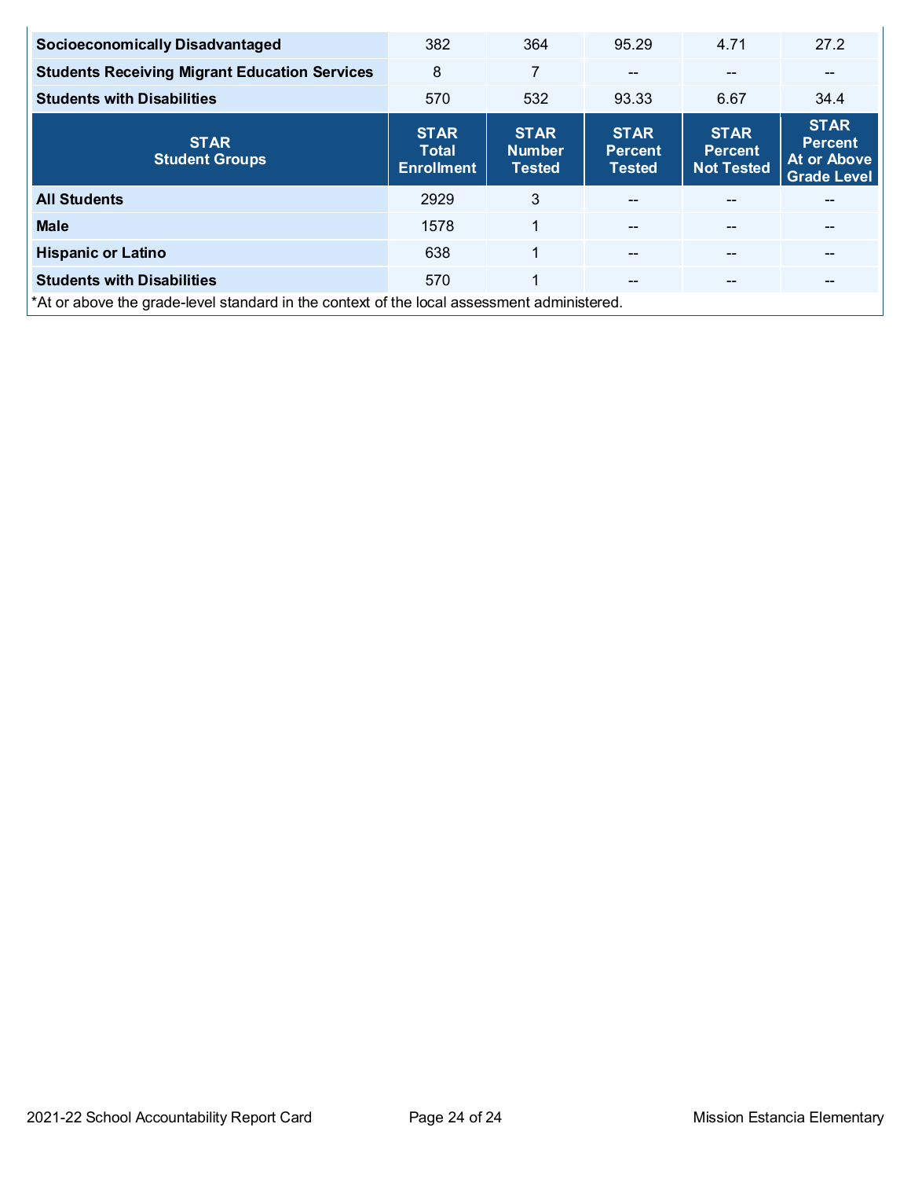| | | | | | |
|---|---|---|---|---|---|
| **Socioeconomically Disadvantaged** | 382 | 364 | 95.29 | 4.71 | 27.2 |
| **Students Receiving Migrant Education Services** | 8 | 7 | -- | -- | -- |
| **Students with Disabilities** | 570 | 532 | 93.33 | 6.67 | 34.4 |

| STAR Student Groups | STAR Total Enrollment | STAR Number Tested | STAR Percent Tested | STAR Percent Not Tested | STAR Percent At or Above Grade Level |
|---|---|---|---|---|---|
| **All Students** | 2929 | 3 | -- | -- | -- |
| **Male** | 1578 | 1 | -- | -- | -- |
| **Hispanic or Latino** | 638 | 1 | -- | -- | -- |
| **Students with Disabilities** | 570 | 1 | -- | -- | -- |

*At or above the grade-level standard in the context of the local assessment administered.